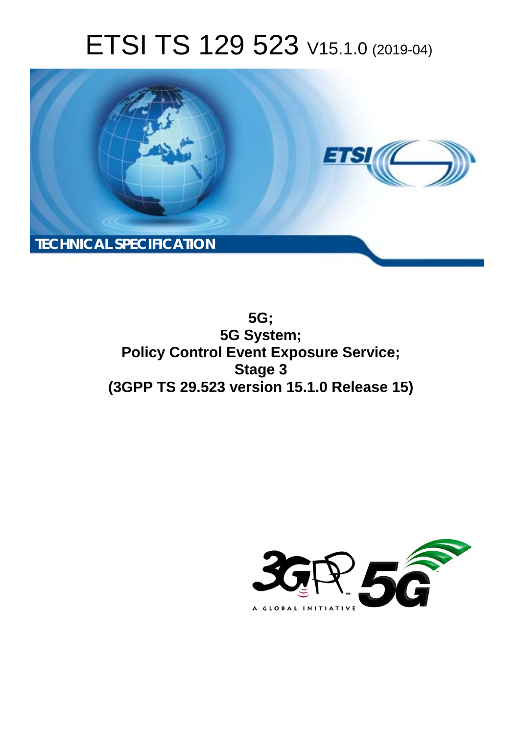# ETSI TS 129 523 V15.1.0 (2019-04)

TECHNICAL SPECIFICATION

**5G;**
**5G System;**
**Policy Control Event Exposure Service;**
**Stage 3**
**(3GPP TS 29.523 version 15.1.0 Release 15)**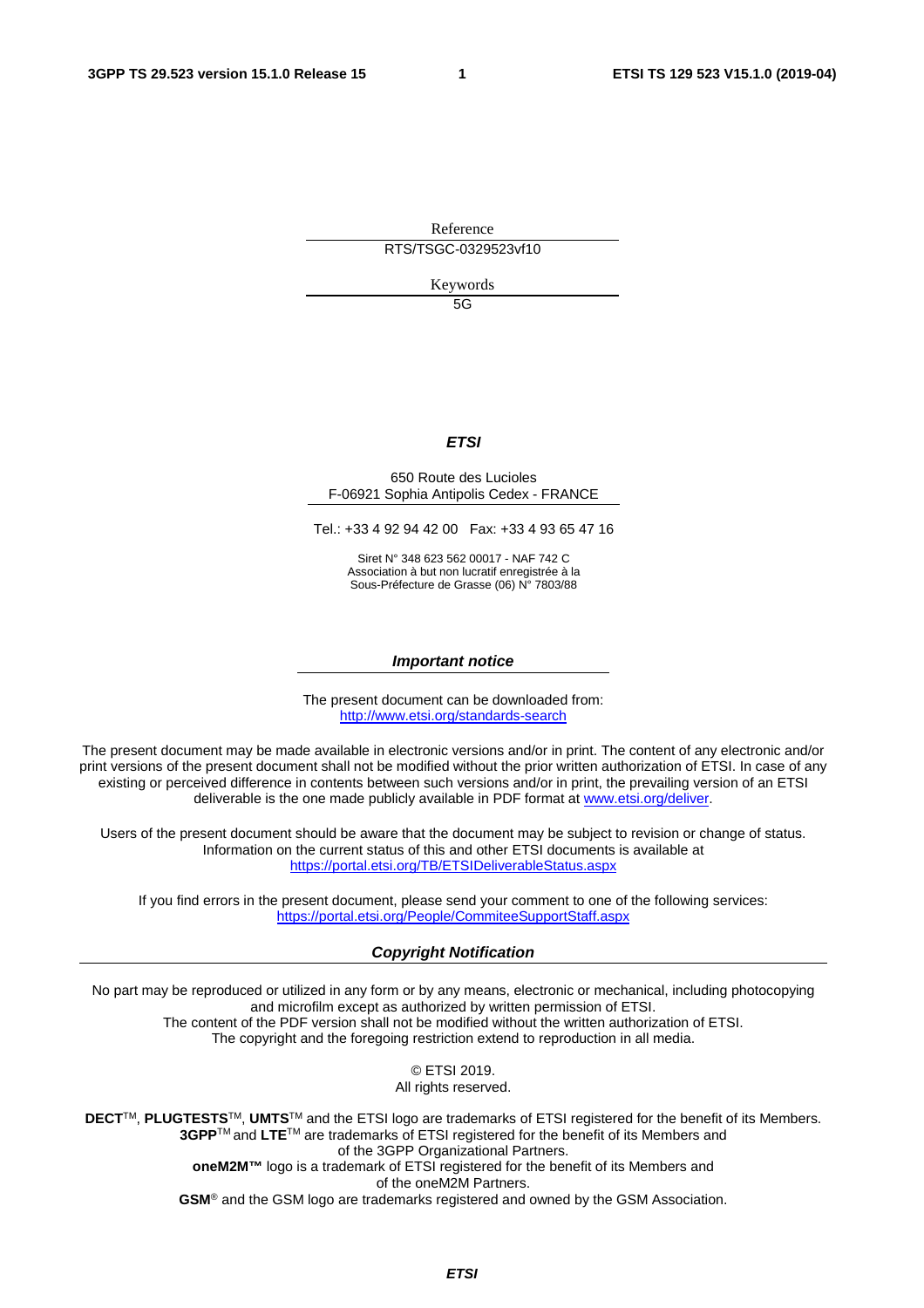Reference

RTS/TSGC-0329523vf10

Keywords

5G

***ETSI***

650 Route des Lucioles
F-06921 Sophia Antipolis Cedex - FRANCE

Tel.: +33 4 92 94 42 00   Fax: +33 4 93 65 47 16

Siret N° 348 623 562 00017 - NAF 742 C
Association à but non lucratif enregistrée à la
Sous-Préfecture de Grasse (06) N° 7803/88

***Important notice***

The present document can be downloaded from:
http://www.etsi.org/standards-search

The present document may be made available in electronic versions and/or in print. The content of any electronic and/or print versions of the present document shall not be modified without the prior written authorization of ETSI. In case of any existing or perceived difference in contents between such versions and/or in print, the prevailing version of an ETSI deliverable is the one made publicly available in PDF format at www.etsi.org/deliver.

Users of the present document should be aware that the document may be subject to revision or change of status. Information on the current status of this and other ETSI documents is available at https://portal.etsi.org/TB/ETSIDeliverableStatus.aspx

If you find errors in the present document, please send your comment to one of the following services:
https://portal.etsi.org/People/CommiteeSupportStaff.aspx

***Copyright Notification***

No part may be reproduced or utilized in any form or by any means, electronic or mechanical, including photocopying and microfilm except as authorized by written permission of ETSI.
The content of the PDF version shall not be modified without the written authorization of ETSI.
The copyright and the foregoing restriction extend to reproduction in all media.

© ETSI 2019.
All rights reserved.

**DECT**TM, **PLUGTESTS**TM, **UMTS**TM and the ETSI logo are trademarks of ETSI registered for the benefit of its Members.
**3GPP**TM and **LTE**TM are trademarks of ETSI registered for the benefit of its Members and of the 3GPP Organizational Partners.
**oneM2M™** logo is a trademark of ETSI registered for the benefit of its Members and of the oneM2M Partners.
**GSM**® and the GSM logo are trademarks registered and owned by the GSM Association.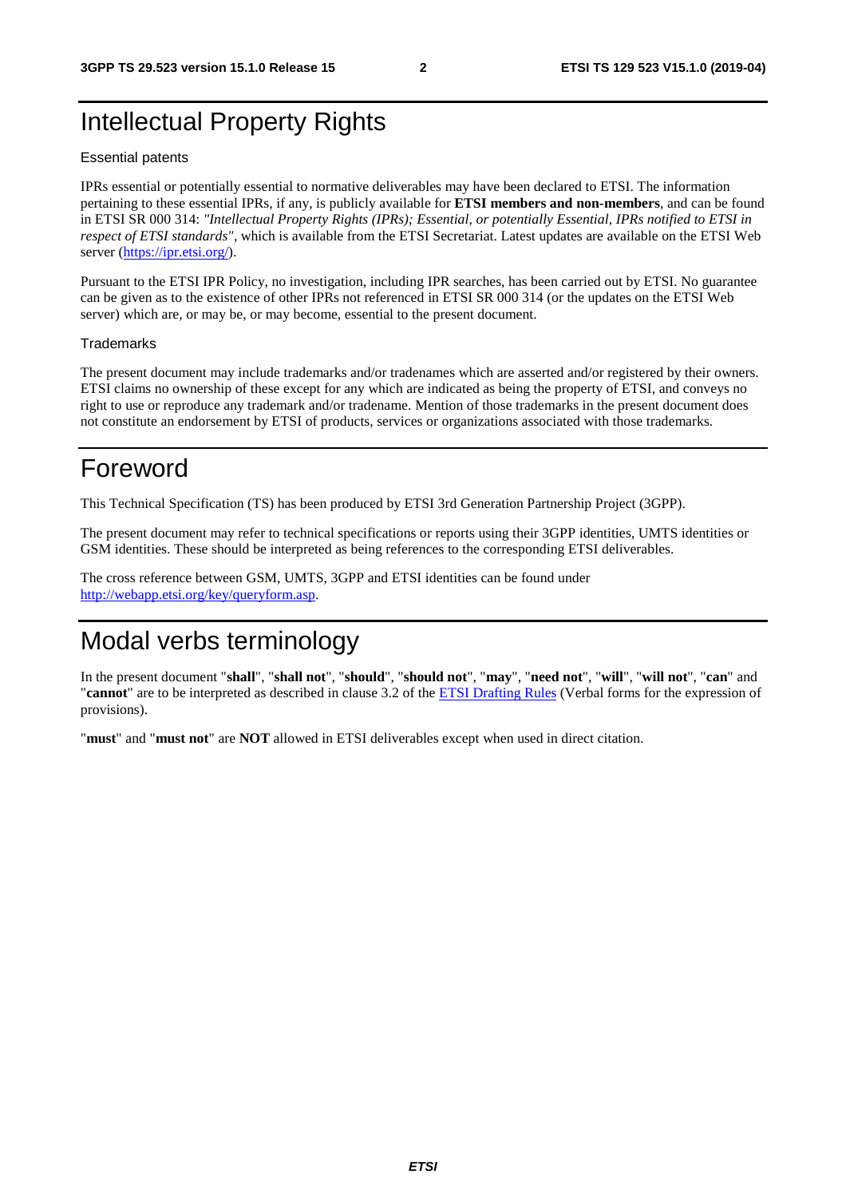# Intellectual Property Rights

Essential patents

IPRs essential or potentially essential to normative deliverables may have been declared to ETSI. The information pertaining to these essential IPRs, if any, is publicly available for **ETSI members and non-members**, and can be found in ETSI SR 000 314: *"Intellectual Property Rights (IPRs); Essential, or potentially Essential, IPRs notified to ETSI in respect of ETSI standards"*, which is available from the ETSI Secretariat. Latest updates are available on the ETSI Web server (https://ipr.etsi.org/).

Pursuant to the ETSI IPR Policy, no investigation, including IPR searches, has been carried out by ETSI. No guarantee can be given as to the existence of other IPRs not referenced in ETSI SR 000 314 (or the updates on the ETSI Web server) which are, or may be, or may become, essential to the present document.

Trademarks

The present document may include trademarks and/or tradenames which are asserted and/or registered by their owners. ETSI claims no ownership of these except for any which are indicated as being the property of ETSI, and conveys no right to use or reproduce any trademark and/or tradename. Mention of those trademarks in the present document does not constitute an endorsement by ETSI of products, services or organizations associated with those trademarks.

# Foreword

This Technical Specification (TS) has been produced by ETSI 3rd Generation Partnership Project (3GPP).

The present document may refer to technical specifications or reports using their 3GPP identities, UMTS identities or GSM identities. These should be interpreted as being references to the corresponding ETSI deliverables.

The cross reference between GSM, UMTS, 3GPP and ETSI identities can be found under http://webapp.etsi.org/key/queryform.asp.

# Modal verbs terminology

In the present document "**shall**", "**shall not**", "**should**", "**should not**", "**may**", "**need not**", "**will**", "**will not**", "**can**" and "**cannot**" are to be interpreted as described in clause 3.2 of the ETSI Drafting Rules (Verbal forms for the expression of provisions).

"**must**" and "**must not**" are **NOT** allowed in ETSI deliverables except when used in direct citation.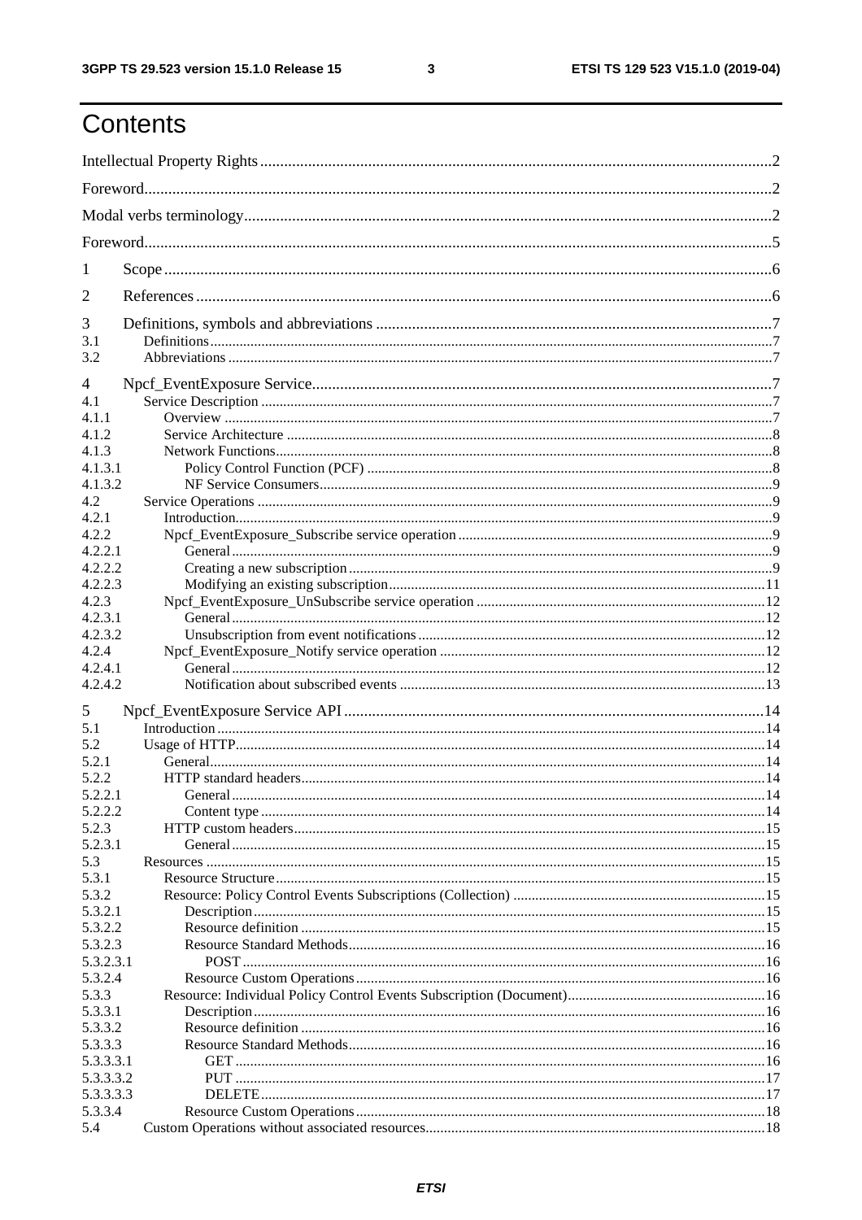# Contents

Intellectual Property Rights ........................................................................................................................ 2

Foreword ..................................................................................................................................................... 2

Modal verbs terminology ............................................................................................................................ 2

Foreword ..................................................................................................................................................... 5

1 Scope ....................................................................................................................................................... 6

2 References ............................................................................................................................................... 6

3 Definitions, symbols and abbreviations ................................................................................................... 7
3.1 Definitions ............................................................................................................................................. 7
3.2 Abbreviations ........................................................................................................................................ 7

4 Npcf_EventExposure Service .................................................................................................................. 7
4.1 Service Description ............................................................................................................................... 7
4.1.1 Overview ............................................................................................................................................ 7
4.1.2 Service Architecture ........................................................................................................................... 8
4.1.3 Network Functions ............................................................................................................................. 8
4.1.3.1 Policy Control Function (PCF) ....................................................................................................... 8
4.1.3.2 NF Service Consumers .................................................................................................................... 9
4.2 Service Operations ................................................................................................................................ 9
4.2.1 Introduction ........................................................................................................................................ 9
4.2.2 Npcf_EventExposure_Subscribe service operation ............................................................................ 9
4.2.2.1 General ............................................................................................................................................ 9
4.2.2.2 Creating a new subscription ............................................................................................................ 9
4.2.2.3 Modifying an existing subscription ............................................................................................... 11
4.2.3 Npcf_EventExposure_UnSubscribe service operation ..................................................................... 12
4.2.3.1 General .......................................................................................................................................... 12
4.2.3.2 Unsubscription from event notifications ....................................................................................... 12
4.2.4 Npcf_EventExposure_Notify service operation ............................................................................... 12
4.2.4.1 General .......................................................................................................................................... 12
4.2.4.2 Notification about subscribed events ............................................................................................ 13

5 Npcf_EventExposure Service API ......................................................................................................... 14
5.1 Introduction ......................................................................................................................................... 14
5.2 Usage of HTTP .................................................................................................................................... 14
5.2.1 General .............................................................................................................................................. 14
5.2.2 HTTP standard headers ..................................................................................................................... 14
5.2.2.1 General .......................................................................................................................................... 14
5.2.2.2 Content type .................................................................................................................................. 14
5.2.3 HTTP custom headers ....................................................................................................................... 15
5.2.3.1 General .......................................................................................................................................... 15
5.3 Resources ............................................................................................................................................. 15
5.3.1 Resource Structure ............................................................................................................................ 15
5.3.2 Resource: Policy Control Events Subscriptions (Collection) ............................................................ 15
5.3.2.1 Description .................................................................................................................................... 15
5.3.2.2 Resource definition ....................................................................................................................... 15
5.3.2.3 Resource Standard Methods .......................................................................................................... 16
5.3.2.3.1 POST .......................................................................................................................................... 16
5.3.2.4 Resource Custom Operations ......................................................................................................... 16
5.3.3 Resource: Individual Policy Control Events Subscription (Document) ............................................. 16
5.3.3.1 Description .................................................................................................................................... 16
5.3.3.2 Resource definition ....................................................................................................................... 16
5.3.3.3 Resource Standard Methods .......................................................................................................... 16
5.3.3.3.1 GET ............................................................................................................................................ 16
5.3.3.3.2 PUT ............................................................................................................................................ 17
5.3.3.3.3 DELETE ..................................................................................................................................... 17
5.3.3.4 Resource Custom Operations ......................................................................................................... 18
5.4 Custom Operations without associated resources ................................................................................ 18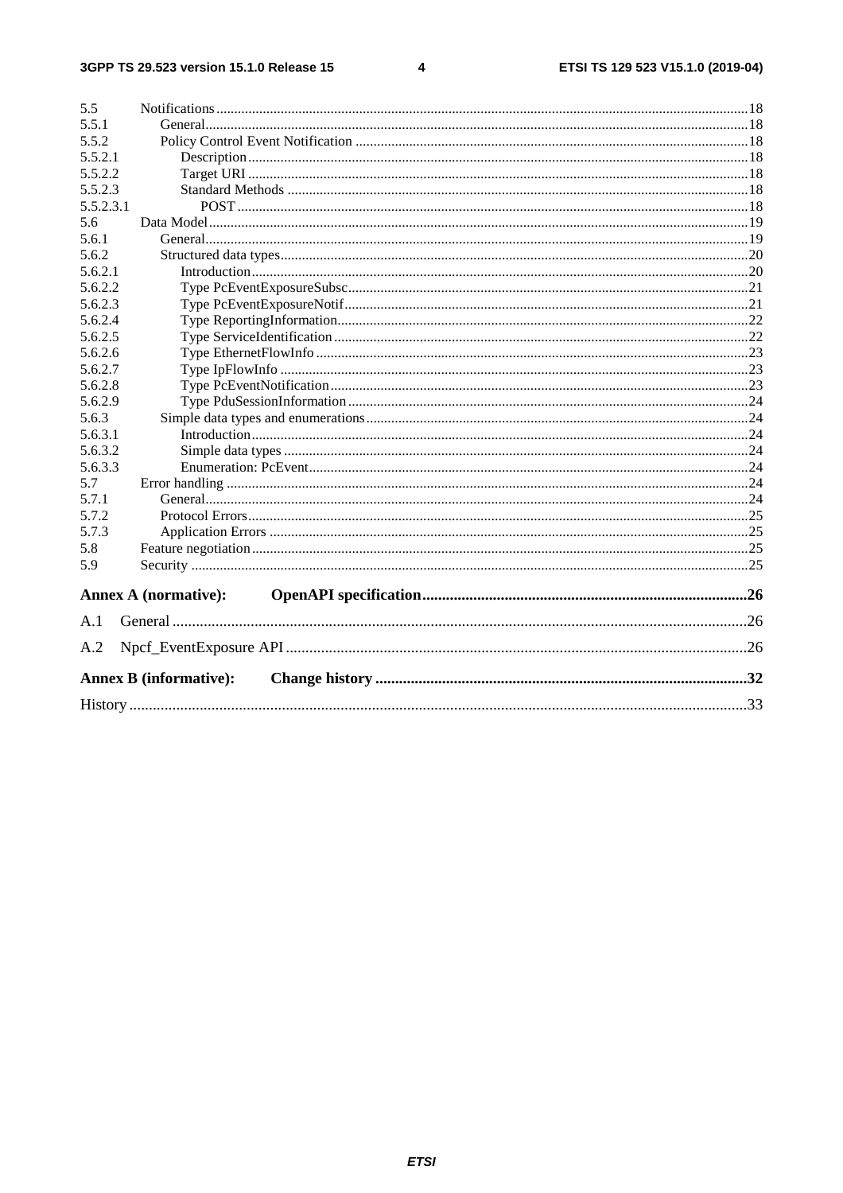5.5 Notifications .....18
5.5.1 General .....18
5.5.2 Policy Control Event Notification .....18
5.5.2.1 Description .....18
5.5.2.2 Target URI .....18
5.5.2.3 Standard Methods .....18
5.5.2.3.1 POST .....18
5.6 Data Model .....19
5.6.1 General .....19
5.6.2 Structured data types .....20
5.6.2.1 Introduction .....20
5.6.2.2 Type PcEventExposureSubsc .....21
5.6.2.3 Type PcEventExposureNotif .....21
5.6.2.4 Type ReportingInformation .....22
5.6.2.5 Type ServiceIdentification .....22
5.6.2.6 Type EthernetFlowInfo .....23
5.6.2.7 Type IpFlowInfo .....23
5.6.2.8 Type PcEventNotification .....23
5.6.2.9 Type PduSessionInformation .....24
5.6.3 Simple data types and enumerations .....24
5.6.3.1 Introduction .....24
5.6.3.2 Simple data types .....24
5.6.3.3 Enumeration: PcEvent .....24
5.7 Error handling .....24
5.7.1 General .....24
5.7.2 Protocol Errors .....25
5.7.3 Application Errors .....25
5.8 Feature negotiation .....25
5.9 Security .....25

**Annex A (normative): OpenAPI specification .....26**

A.1 General .....26

A.2 Npcf_EventExposure API .....26

**Annex B (informative): Change history .....32**

History .....33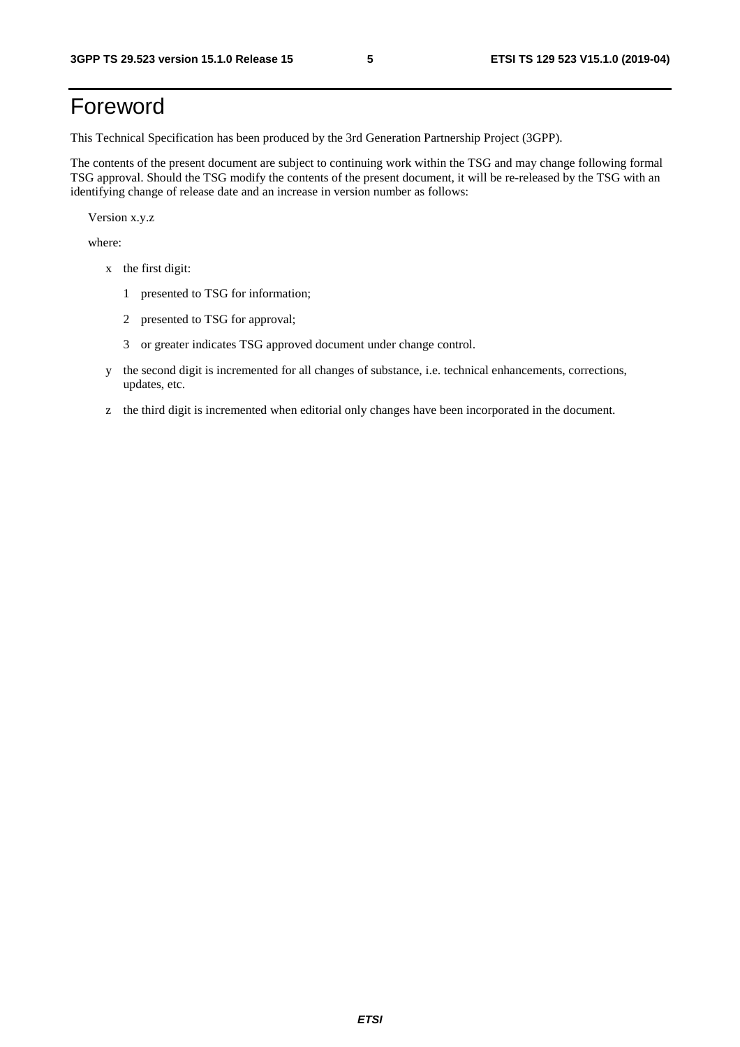# Foreword

This Technical Specification has been produced by the 3rd Generation Partnership Project (3GPP).

The contents of the present document are subject to continuing work within the TSG and may change following formal TSG approval. Should the TSG modify the contents of the present document, it will be re-released by the TSG with an identifying change of release date and an increase in version number as follows:

Version x.y.z

where:

- x the first digit:
  - 1 presented to TSG for information;
  - 2 presented to TSG for approval;
  - 3 or greater indicates TSG approved document under change control.
- y the second digit is incremented for all changes of substance, i.e. technical enhancements, corrections, updates, etc.
- z the third digit is incremented when editorial only changes have been incorporated in the document.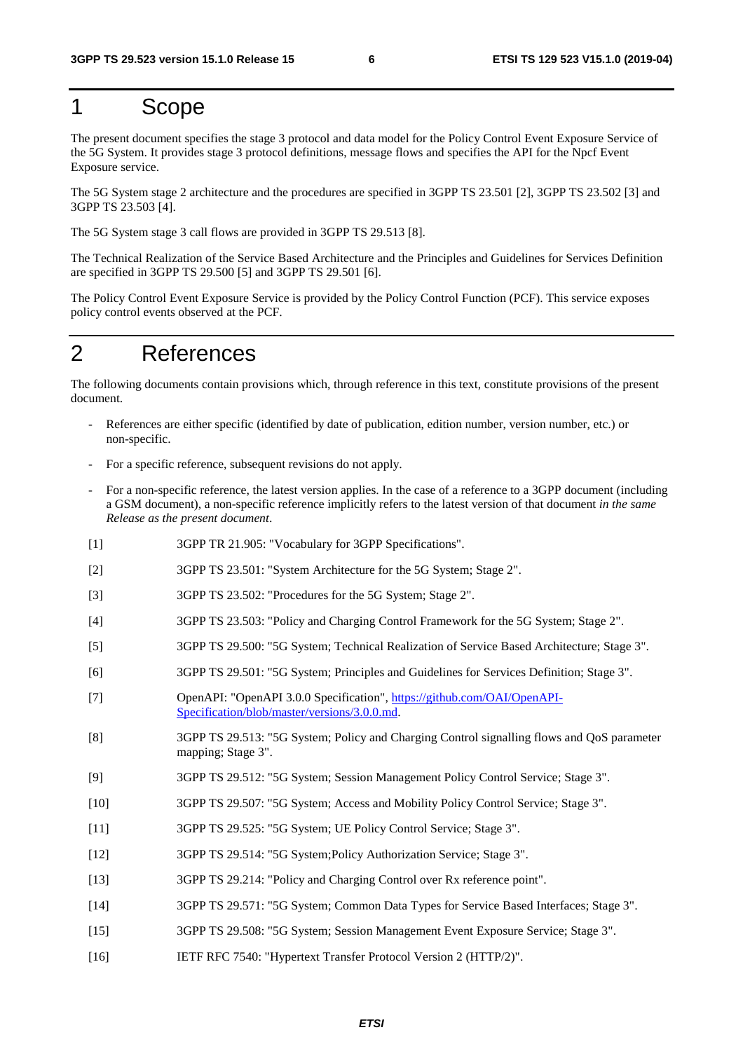# 1 Scope

The present document specifies the stage 3 protocol and data model for the Policy Control Event Exposure Service of the 5G System. It provides stage 3 protocol definitions, message flows and specifies the API for the Npcf Event Exposure service.

The 5G System stage 2 architecture and the procedures are specified in 3GPP TS 23.501 [2], 3GPP TS 23.502 [3] and 3GPP TS 23.503 [4].

The 5G System stage 3 call flows are provided in 3GPP TS 29.513 [8].

The Technical Realization of the Service Based Architecture and the Principles and Guidelines for Services Definition are specified in 3GPP TS 29.500 [5] and 3GPP TS 29.501 [6].

The Policy Control Event Exposure Service is provided by the Policy Control Function (PCF). This service exposes policy control events observed at the PCF.

# 2 References

The following documents contain provisions which, through reference in this text, constitute provisions of the present document.

- References are either specific (identified by date of publication, edition number, version number, etc.) or non-specific.
- For a specific reference, subsequent revisions do not apply.
- For a non-specific reference, the latest version applies. In the case of a reference to a 3GPP document (including a GSM document), a non-specific reference implicitly refers to the latest version of that document *in the same Release as the present document*.

[1] 3GPP TR 21.905: "Vocabulary for 3GPP Specifications".

[2] 3GPP TS 23.501: "System Architecture for the 5G System; Stage 2".

[3] 3GPP TS 23.502: "Procedures for the 5G System; Stage 2".

[4] 3GPP TS 23.503: "Policy and Charging Control Framework for the 5G System; Stage 2".

[5] 3GPP TS 29.500: "5G System; Technical Realization of Service Based Architecture; Stage 3".

[6] 3GPP TS 29.501: "5G System; Principles and Guidelines for Services Definition; Stage 3".

[7] OpenAPI: "OpenAPI 3.0.0 Specification", https://github.com/OAI/OpenAPI-Specification/blob/master/versions/3.0.0.md.

[8] 3GPP TS 29.513: "5G System; Policy and Charging Control signalling flows and QoS parameter mapping; Stage 3".

[9] 3GPP TS 29.512: "5G System; Session Management Policy Control Service; Stage 3".

[10] 3GPP TS 29.507: "5G System; Access and Mobility Policy Control Service; Stage 3".

[11] 3GPP TS 29.525: "5G System; UE Policy Control Service; Stage 3".

[12] 3GPP TS 29.514: "5G System;Policy Authorization Service; Stage 3".

[13] 3GPP TS 29.214: "Policy and Charging Control over Rx reference point".

[14] 3GPP TS 29.571: "5G System; Common Data Types for Service Based Interfaces; Stage 3".

[15] 3GPP TS 29.508: "5G System; Session Management Event Exposure Service; Stage 3".

[16] IETF RFC 7540: "Hypertext Transfer Protocol Version 2 (HTTP/2)".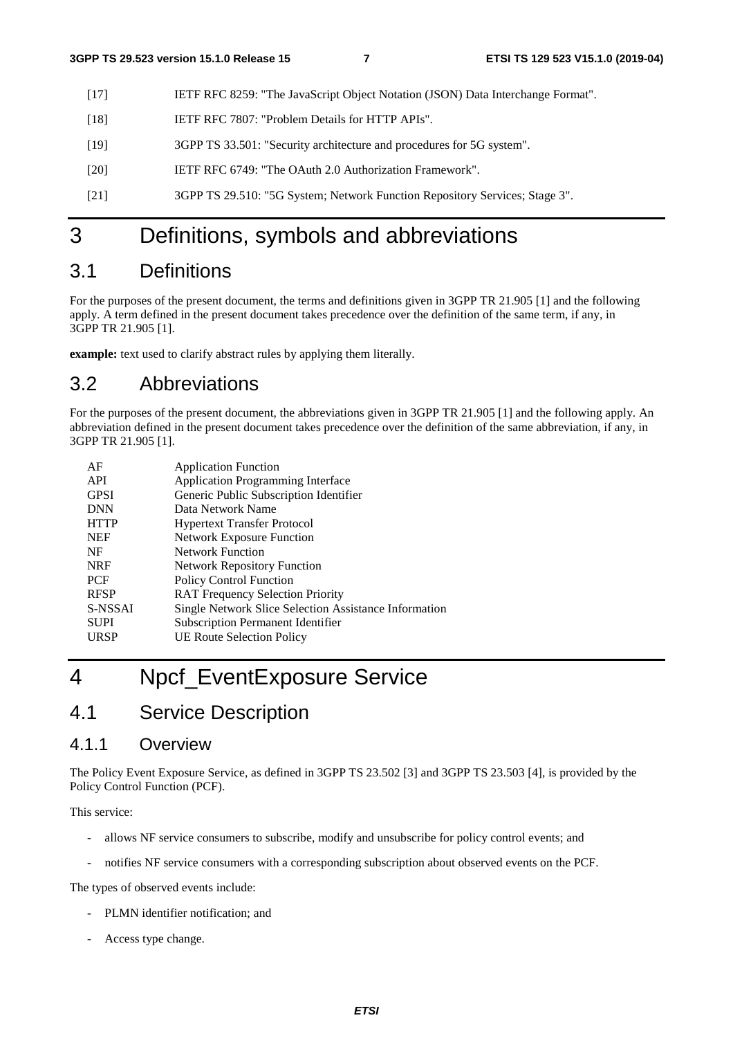[17] IETF RFC 8259: "The JavaScript Object Notation (JSON) Data Interchange Format".

[18] IETF RFC 7807: "Problem Details for HTTP APIs".

[19] 3GPP TS 33.501: "Security architecture and procedures for 5G system".

[20] IETF RFC 6749: "The OAuth 2.0 Authorization Framework".

[21] 3GPP TS 29.510: "5G System; Network Function Repository Services; Stage 3".

# 3 Definitions, symbols and abbreviations

## 3.1 Definitions

For the purposes of the present document, the terms and definitions given in 3GPP TR 21.905 [1] and the following apply. A term defined in the present document takes precedence over the definition of the same term, if any, in 3GPP TR 21.905 [1].

**example:** text used to clarify abstract rules by applying them literally.

## 3.2 Abbreviations

For the purposes of the present document, the abbreviations given in 3GPP TR 21.905 [1] and the following apply. An abbreviation defined in the present document takes precedence over the definition of the same abbreviation, if any, in 3GPP TR 21.905 [1].

| | |
|---|---|
| AF | Application Function |
| API | Application Programming Interface |
| GPSI | Generic Public Subscription Identifier |
| DNN | Data Network Name |
| HTTP | Hypertext Transfer Protocol |
| NEF | Network Exposure Function |
| NF | Network Function |
| NRF | Network Repository Function |
| PCF | Policy Control Function |
| RFSP | RAT Frequency Selection Priority |
| S-NSSAI | Single Network Slice Selection Assistance Information |
| SUPI | Subscription Permanent Identifier |
| URSP | UE Route Selection Policy |

# 4 Npcf_EventExposure Service

## 4.1 Service Description

### 4.1.1 Overview

The Policy Event Exposure Service, as defined in 3GPP TS 23.502 [3] and 3GPP TS 23.503 [4], is provided by the Policy Control Function (PCF).

This service:

- allows NF service consumers to subscribe, modify and unsubscribe for policy control events; and
- notifies NF service consumers with a corresponding subscription about observed events on the PCF.

The types of observed events include:

- PLMN identifier notification; and
- Access type change.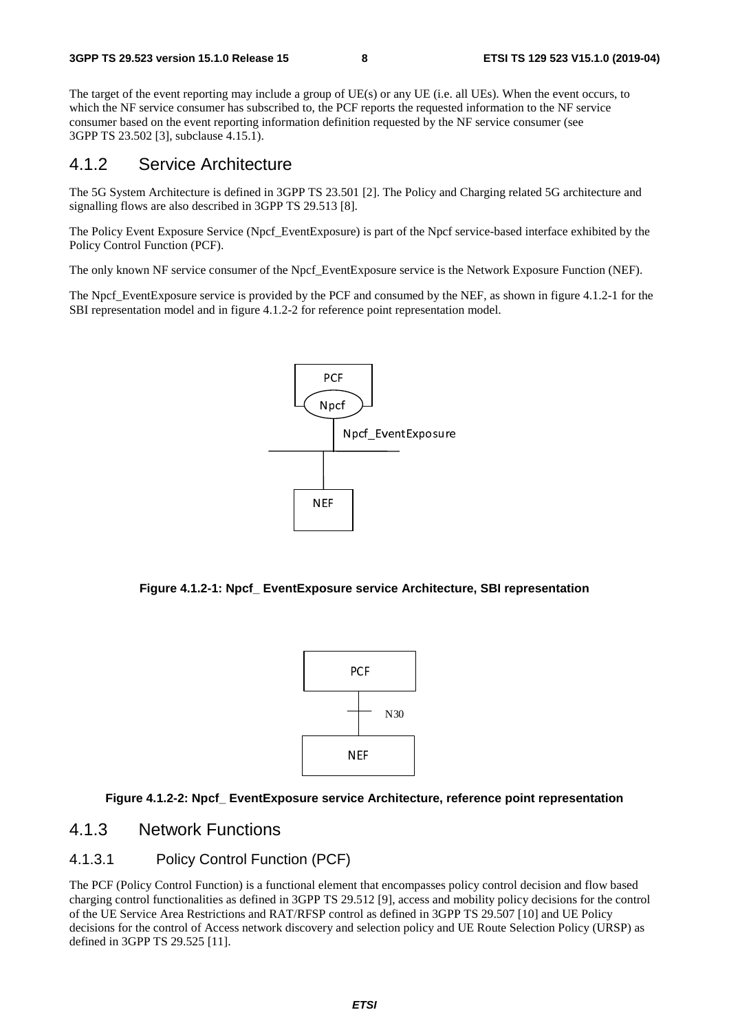The target of the event reporting may include a group of UE(s) or any UE (i.e. all UEs). When the event occurs, to which the NF service consumer has subscribed to, the PCF reports the requested information to the NF service consumer based on the event reporting information definition requested by the NF service consumer (see 3GPP TS 23.502 [3], subclause 4.15.1).

## 4.1.2 Service Architecture

The 5G System Architecture is defined in 3GPP TS 23.501 [2]. The Policy and Charging related 5G architecture and signalling flows are also described in 3GPP TS 29.513 [8].

The Policy Event Exposure Service (Npcf_EventExposure) is part of the Npcf service-based interface exhibited by the Policy Control Function (PCF).

The only known NF service consumer of the Npcf_EventExposure service is the Network Exposure Function (NEF).

The Npcf_EventExposure service is provided by the PCF and consumed by the NEF, as shown in figure 4.1.2-1 for the SBI representation model and in figure 4.1.2-2 for reference point representation model.

**Figure 4.1.2-1: Npcf_ EventExposure service Architecture, SBI representation**

**Figure 4.1.2-2: Npcf_ EventExposure service Architecture, reference point representation**

## 4.1.3 Network Functions

### 4.1.3.1 Policy Control Function (PCF)

The PCF (Policy Control Function) is a functional element that encompasses policy control decision and flow based charging control functionalities as defined in 3GPP TS 29.512 [9], access and mobility policy decisions for the control of the UE Service Area Restrictions and RAT/RFSP control as defined in 3GPP TS 29.507 [10] and UE Policy decisions for the control of Access network discovery and selection policy and UE Route Selection Policy (URSP) as defined in 3GPP TS 29.525 [11].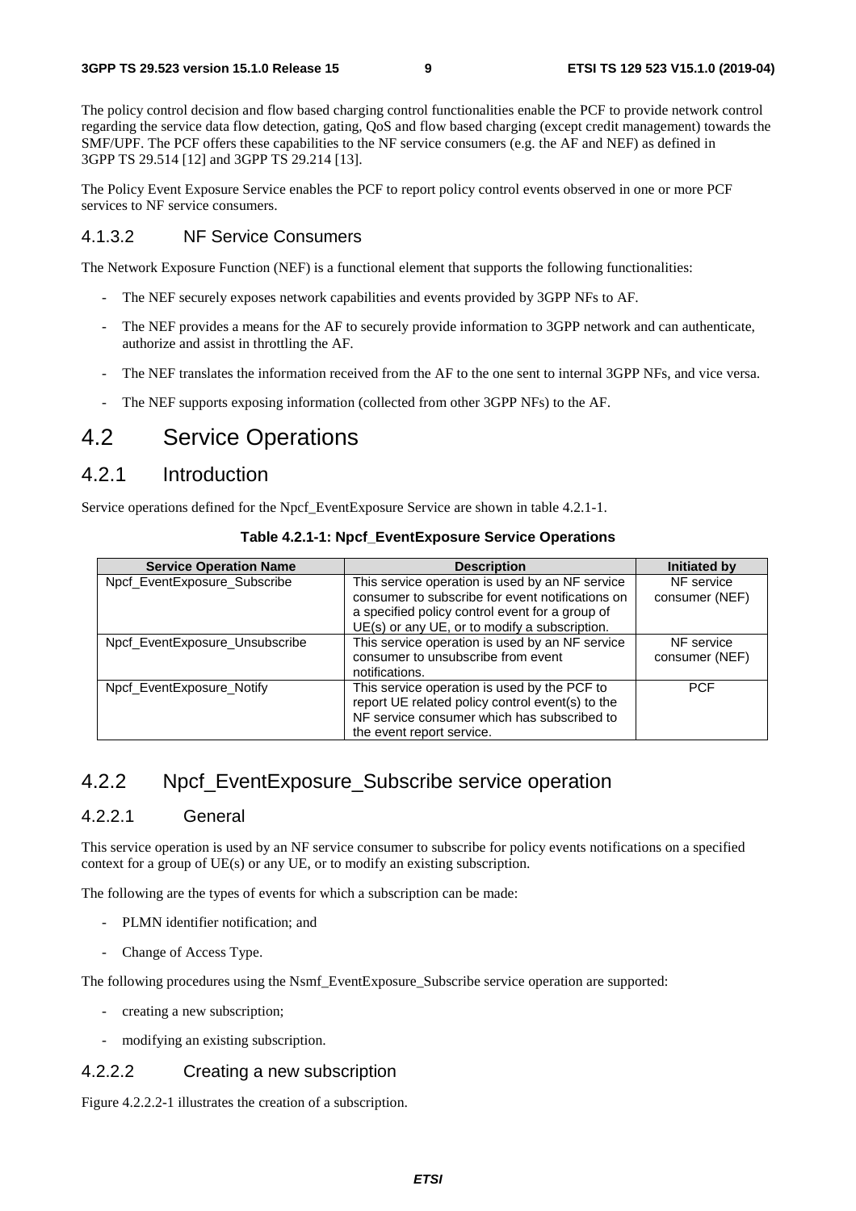The policy control decision and flow based charging control functionalities enable the PCF to provide network control regarding the service data flow detection, gating, QoS and flow based charging (except credit management) towards the SMF/UPF. The PCF offers these capabilities to the NF service consumers (e.g. the AF and NEF) as defined in 3GPP TS 29.514 [12] and 3GPP TS 29.214 [13].

The Policy Event Exposure Service enables the PCF to report policy control events observed in one or more PCF services to NF service consumers.

#### 4.1.3.2 NF Service Consumers

The Network Exposure Function (NEF) is a functional element that supports the following functionalities:

- The NEF securely exposes network capabilities and events provided by 3GPP NFs to AF.
- The NEF provides a means for the AF to securely provide information to 3GPP network and can authenticate, authorize and assist in throttling the AF.
- The NEF translates the information received from the AF to the one sent to internal 3GPP NFs, and vice versa.
- The NEF supports exposing information (collected from other 3GPP NFs) to the AF.

## 4.2 Service Operations

### 4.2.1 Introduction

Service operations defined for the Npcf_EventExposure Service are shown in table 4.2.1-1.

**Table 4.2.1-1: Npcf_EventExposure Service Operations**

| Service Operation Name | Description | Initiated by |
|---|---|---|
| Npcf_EventExposure_Subscribe | This service operation is used by an NF service consumer to subscribe for event notifications on a specified policy control event for a group of UE(s) or any UE, or to modify a subscription. | NF service consumer (NEF) |
| Npcf_EventExposure_Unsubscribe | This service operation is used by an NF service consumer to unsubscribe from event notifications. | NF service consumer (NEF) |
| Npcf_EventExposure_Notify | This service operation is used by the PCF to report UE related policy control event(s) to the NF service consumer which has subscribed to the event report service. | PCF |

### 4.2.2 Npcf_EventExposure_Subscribe service operation

#### 4.2.2.1 General

This service operation is used by an NF service consumer to subscribe for policy events notifications on a specified context for a group of UE(s) or any UE, or to modify an existing subscription.

The following are the types of events for which a subscription can be made:

- PLMN identifier notification; and
- Change of Access Type.

The following procedures using the Nsmf_EventExposure_Subscribe service operation are supported:

- creating a new subscription;
- modifying an existing subscription.

#### 4.2.2.2 Creating a new subscription

Figure 4.2.2.2-1 illustrates the creation of a subscription.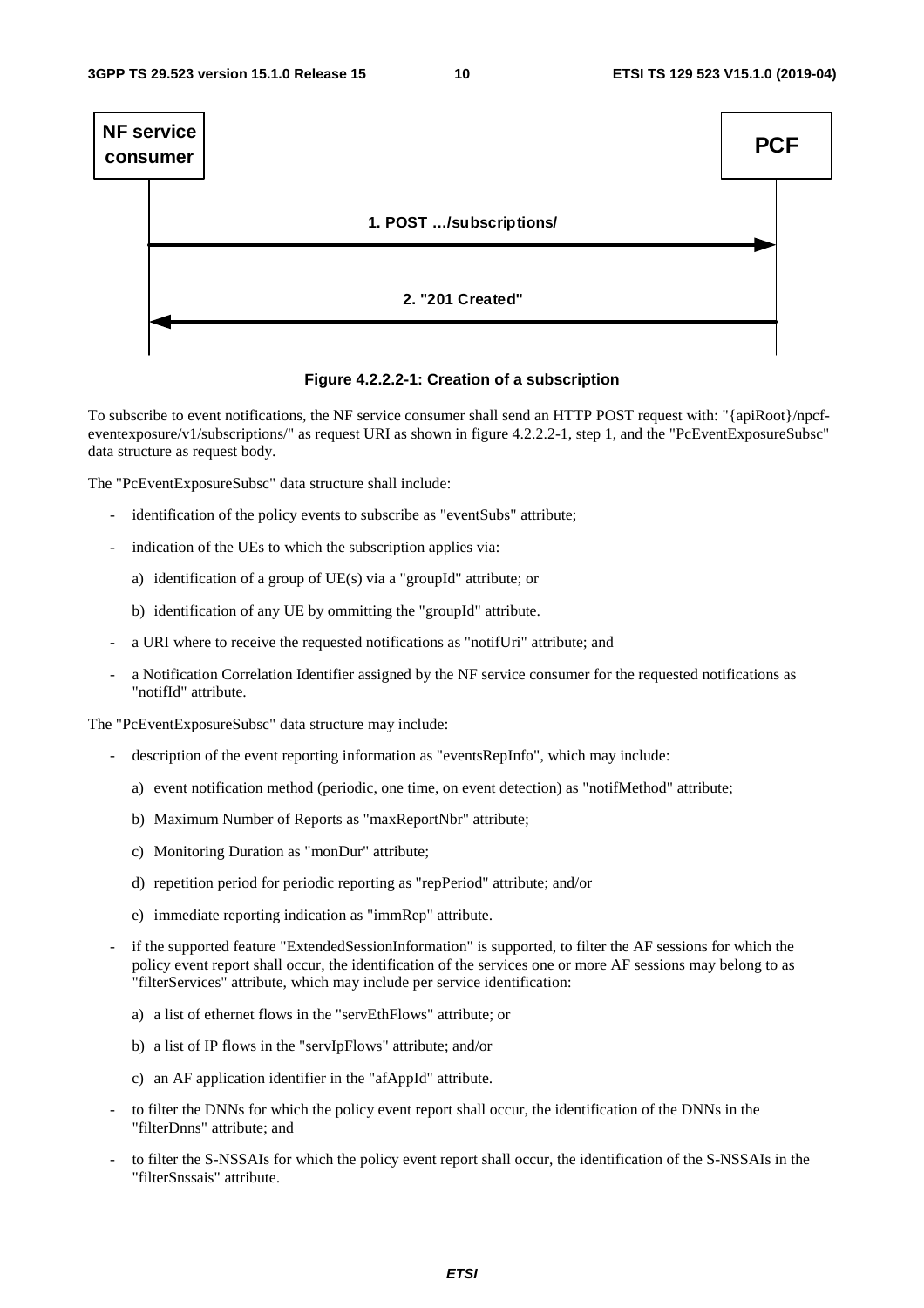NF service consumer

PCF

1. POST .../subscriptions/

2. "201 Created"

**Figure 4.2.2.2-1: Creation of a subscription**

To subscribe to event notifications, the NF service consumer shall send an HTTP POST request with: "{apiRoot}/npcf-eventexposure/v1/subscriptions/" as request URI as shown in figure 4.2.2.2-1, step 1, and the "PcEventExposureSubsc" data structure as request body.

The "PcEventExposureSubsc" data structure shall include:

- identification of the policy events to subscribe as "eventSubs" attribute;
- indication of the UEs to which the subscription applies via:
  - a) identification of a group of UE(s) via a "groupId" attribute; or
  - b) identification of any UE by ommitting the "groupId" attribute.
- a URI where to receive the requested notifications as "notifUri" attribute; and
- a Notification Correlation Identifier assigned by the NF service consumer for the requested notifications as "notifId" attribute.

The "PcEventExposureSubsc" data structure may include:

- description of the event reporting information as "eventsRepInfo", which may include:
  - a) event notification method (periodic, one time, on event detection) as "notifMethod" attribute;
  - b) Maximum Number of Reports as "maxReportNbr" attribute;
  - c) Monitoring Duration as "monDur" attribute;
  - d) repetition period for periodic reporting as "repPeriod" attribute; and/or
  - e) immediate reporting indication as "immRep" attribute.
- if the supported feature "ExtendedSessionInformation" is supported, to filter the AF sessions for which the policy event report shall occur, the identification of the services one or more AF sessions may belong to as "filterServices" attribute, which may include per service identification:
  - a) a list of ethernet flows in the "servEthFlows" attribute; or
  - b) a list of IP flows in the "servIpFlows" attribute; and/or
  - c) an AF application identifier in the "afAppId" attribute.
- to filter the DNNs for which the policy event report shall occur, the identification of the DNNs in the "filterDnns" attribute; and
- to filter the S-NSSAIs for which the policy event report shall occur, the identification of the S-NSSAIs in the "filterSnssais" attribute.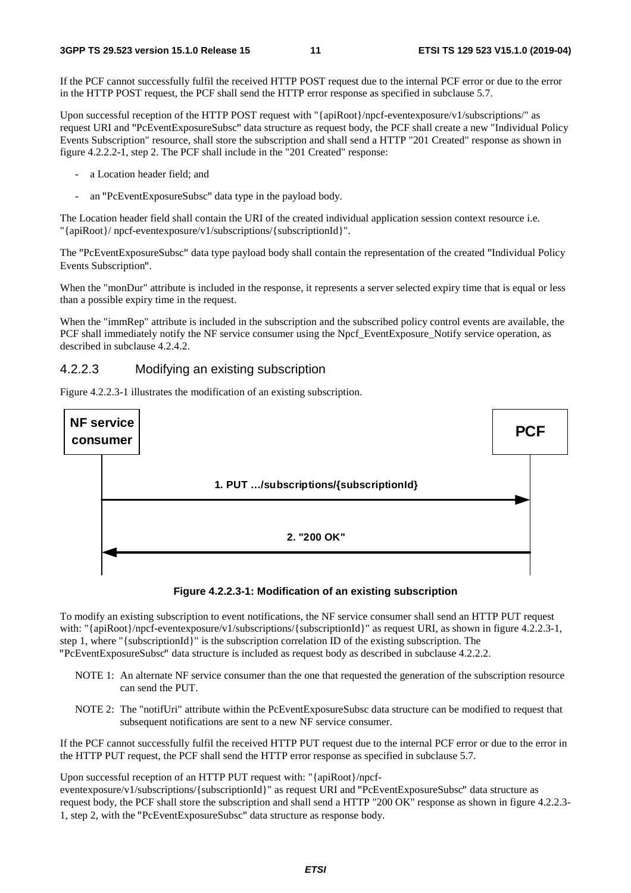If the PCF cannot successfully fulfil the received HTTP POST request due to the internal PCF error or due to the error in the HTTP POST request, the PCF shall send the HTTP error response as specified in subclause 5.7.

Upon successful reception of the HTTP POST request with "{apiRoot}/npcf-eventexposure/v1/subscriptions/" as request URI and "PcEventExposureSubsc" data structure as request body, the PCF shall create a new "Individual Policy Events Subscription" resource, shall store the subscription and shall send a HTTP "201 Created" response as shown in figure 4.2.2.2-1, step 2. The PCF shall include in the "201 Created" response:

- a Location header field; and
- an "PcEventExposureSubsc" data type in the payload body.

The Location header field shall contain the URI of the created individual application session context resource i.e. "{apiRoot}/ npcf-eventexposure/v1/subscriptions/{subscriptionId}".

The "PcEventExposureSubsc" data type payload body shall contain the representation of the created "Individual Policy Events Subscription".

When the "monDur" attribute is included in the response, it represents a server selected expiry time that is equal or less than a possible expiry time in the request.

When the "immRep" attribute is included in the subscription and the subscribed policy control events are available, the PCF shall immediately notify the NF service consumer using the Npcf_EventExposure_Notify service operation, as described in subclause 4.2.4.2.

### 4.2.2.3 Modifying an existing subscription

Figure 4.2.2.3-1 illustrates the modification of an existing subscription.

NF service consumer → PCF: 1. PUT …/subscriptions/{subscriptionId}

PCF → NF service consumer: 2. "200 OK"

**Figure 4.2.2.3-1: Modification of an existing subscription**

To modify an existing subscription to event notifications, the NF service consumer shall send an HTTP PUT request with: "{apiRoot}/npcf-eventexposure/v1/subscriptions/{subscriptionId}" as request URI, as shown in figure 4.2.2.3-1, step 1, where "{subscriptionId}" is the subscription correlation ID of the existing subscription. The "PcEventExposureSubsc" data structure is included as request body as described in subclause 4.2.2.2.

NOTE 1: An alternate NF service consumer than the one that requested the generation of the subscription resource can send the PUT.

NOTE 2: The "notifUri" attribute within the PcEventExposureSubsc data structure can be modified to request that subsequent notifications are sent to a new NF service consumer.

If the PCF cannot successfully fulfil the received HTTP PUT request due to the internal PCF error or due to the error in the HTTP PUT request, the PCF shall send the HTTP error response as specified in subclause 5.7.

Upon successful reception of an HTTP PUT request with: "{apiRoot}/npcf-eventexposure/v1/subscriptions/{subscriptionId}" as request URI and "PcEventExposureSubsc" data structure as request body, the PCF shall store the subscription and shall send a HTTP "200 OK" response as shown in figure 4.2.2.3-1, step 2, with the "PcEventExposureSubsc" data structure as response body.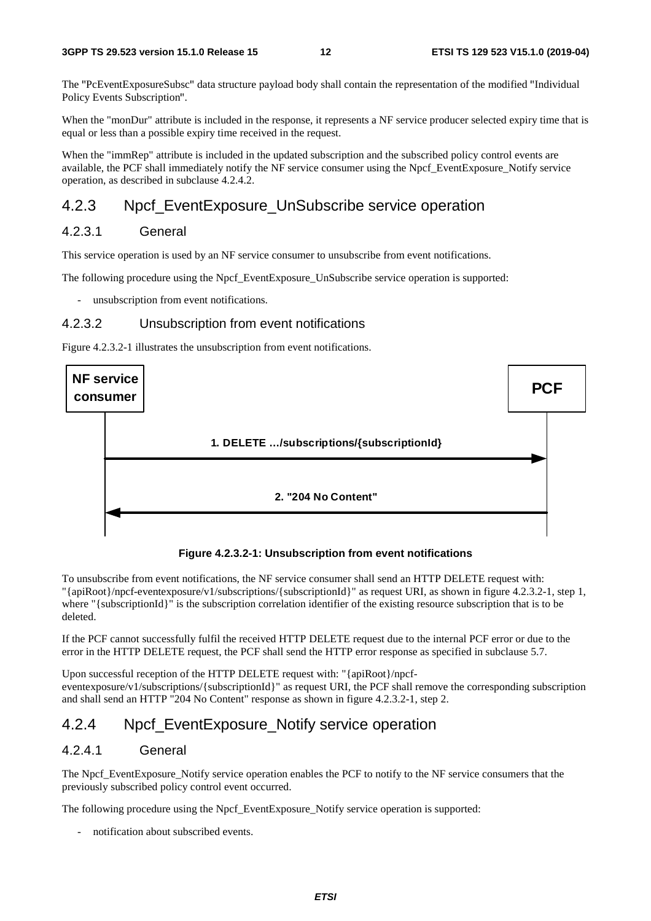The "PcEventExposureSubsc" data structure payload body shall contain the representation of the modified "Individual Policy Events Subscription".

When the "monDur" attribute is included in the response, it represents a NF service producer selected expiry time that is equal or less than a possible expiry time received in the request.

When the "immRep" attribute is included in the updated subscription and the subscribed policy control events are available, the PCF shall immediately notify the NF service consumer using the Npcf_EventExposure_Notify service operation, as described in subclause 4.2.4.2.

## 4.2.3 Npcf_EventExposure_UnSubscribe service operation

### 4.2.3.1 General

This service operation is used by an NF service consumer to unsubscribe from event notifications.

The following procedure using the Npcf_EventExposure_UnSubscribe service operation is supported:

- unsubscription from event notifications.

### 4.2.3.2 Unsubscription from event notifications

Figure 4.2.3.2-1 illustrates the unsubscription from event notifications.

NF service consumer | PCF

1. DELETE …/subscriptions/{subscriptionId}

2. "204 No Content"

**Figure 4.2.3.2-1: Unsubscription from event notifications**

To unsubscribe from event notifications, the NF service consumer shall send an HTTP DELETE request with: "{apiRoot}/npcf-eventexposure/v1/subscriptions/{subscriptionId}" as request URI, as shown in figure 4.2.3.2-1, step 1, where "{subscriptionId}" is the subscription correlation identifier of the existing resource subscription that is to be deleted.

If the PCF cannot successfully fulfil the received HTTP DELETE request due to the internal PCF error or due to the error in the HTTP DELETE request, the PCF shall send the HTTP error response as specified in subclause 5.7.

Upon successful reception of the HTTP DELETE request with: "{apiRoot}/npcf-eventexposure/v1/subscriptions/{subscriptionId}" as request URI, the PCF shall remove the corresponding subscription and shall send an HTTP "204 No Content" response as shown in figure 4.2.3.2-1, step 2.

## 4.2.4 Npcf_EventExposure_Notify service operation

### 4.2.4.1 General

The Npcf_EventExposure_Notify service operation enables the PCF to notify to the NF service consumers that the previously subscribed policy control event occurred.

The following procedure using the Npcf_EventExposure_Notify service operation is supported:

- notification about subscribed events.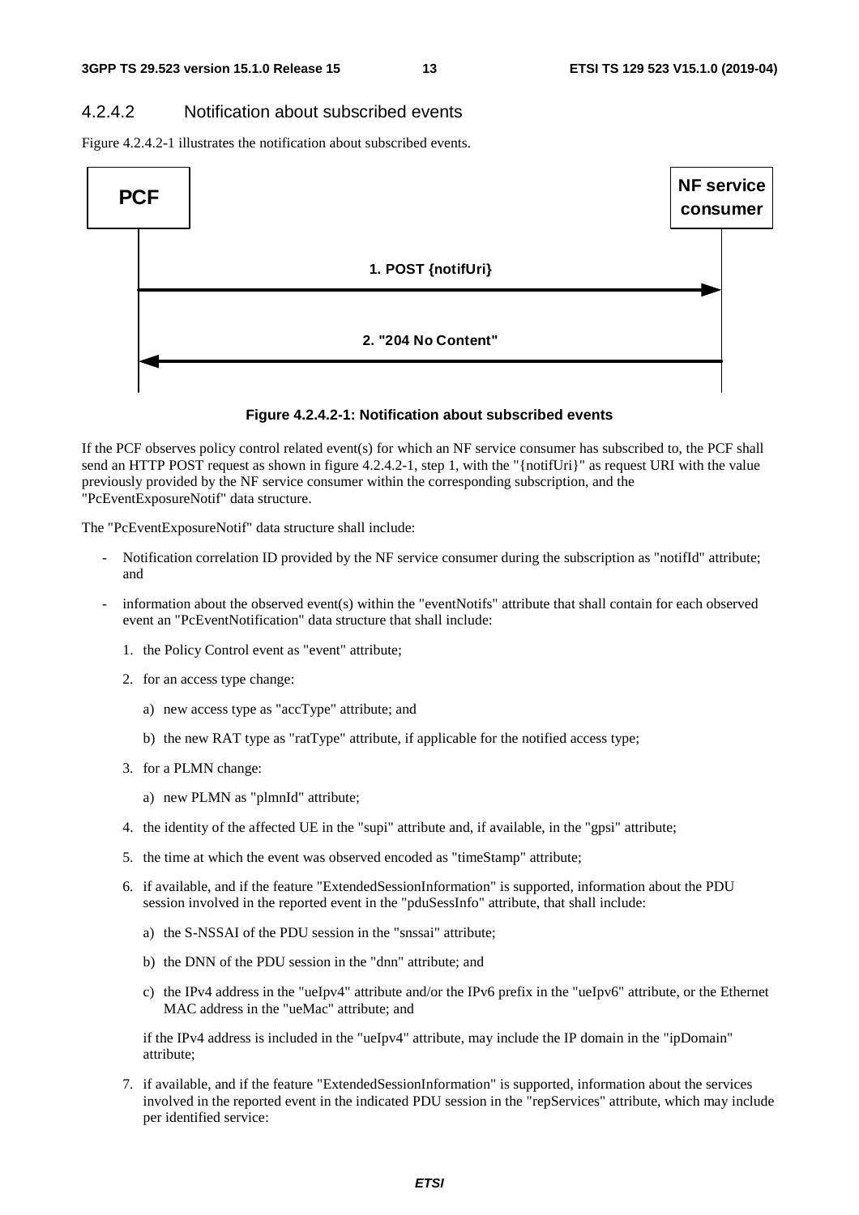### 4.2.4.2 Notification about subscribed events

Figure 4.2.4.2-1 illustrates the notification about subscribed events.

PCF → NF service consumer: 1. POST {notifUri}

NF service consumer → PCF: 2. "204 No Content"

**Figure 4.2.4.2-1: Notification about subscribed events**

If the PCF observes policy control related event(s) for which an NF service consumer has subscribed to, the PCF shall send an HTTP POST request as shown in figure 4.2.4.2-1, step 1, with the "{notifUri}" as request URI with the value previously provided by the NF service consumer within the corresponding subscription, and the "PcEventExposureNotif" data structure.

The "PcEventExposureNotif" data structure shall include:

- Notification correlation ID provided by the NF service consumer during the subscription as "notifId" attribute; and
- information about the observed event(s) within the "eventNotifs" attribute that shall contain for each observed event an "PcEventNotification" data structure that shall include:
    1. the Policy Control event as "event" attribute;
    2. for an access type change:
        a) new access type as "accType" attribute; and
        b) the new RAT type as "ratType" attribute, if applicable for the notified access type;
    3. for a PLMN change:
        a) new PLMN as "plmnId" attribute;
    4. the identity of the affected UE in the "supi" attribute and, if available, in the "gpsi" attribute;
    5. the time at which the event was observed encoded as "timeStamp" attribute;
    6. if available, and if the feature "ExtendedSessionInformation" is supported, information about the PDU session involved in the reported event in the "pduSessInfo" attribute, that shall include:
        a) the S-NSSAI of the PDU session in the "snssai" attribute;
        b) the DNN of the PDU session in the "dnn" attribute; and
        c) the IPv4 address in the "ueIpv4" attribute and/or the IPv6 prefix in the "ueIpv6" attribute, or the Ethernet MAC address in the "ueMac" attribute; and

        if the IPv4 address is included in the "ueIpv4" attribute, may include the IP domain in the "ipDomain" attribute;
    7. if available, and if the feature "ExtendedSessionInformation" is supported, information about the services involved in the reported event in the indicated PDU session in the "repServices" attribute, which may include per identified service: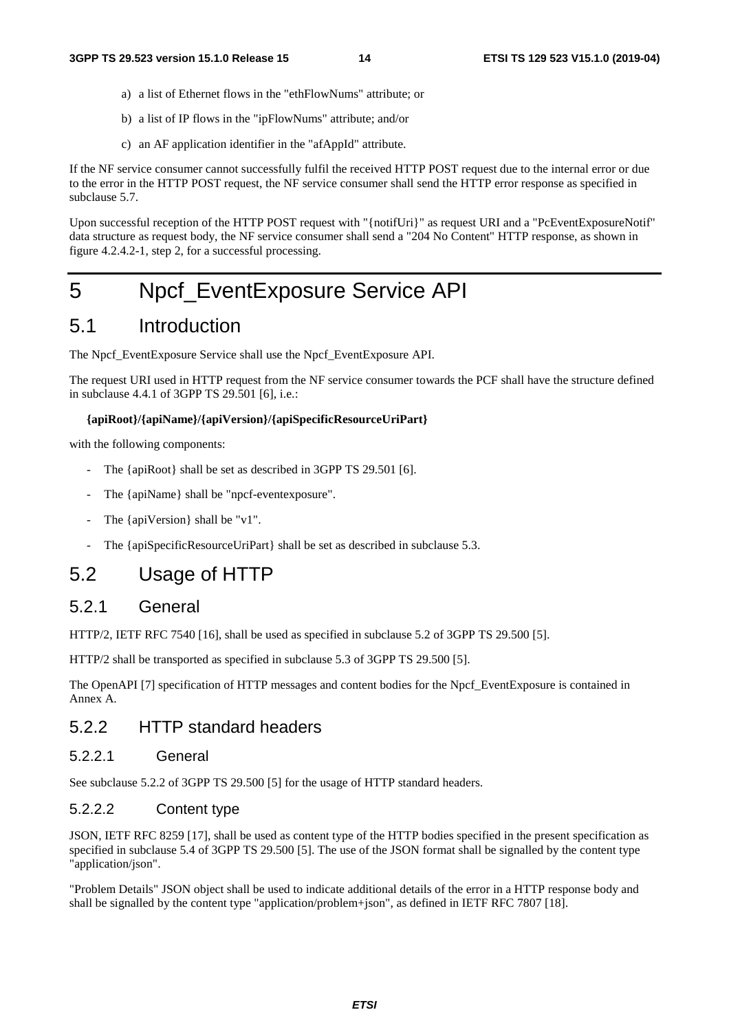a) a list of Ethernet flows in the "ethFlowNums" attribute; or

b) a list of IP flows in the "ipFlowNums" attribute; and/or

c) an AF application identifier in the "afAppId" attribute.

If the NF service consumer cannot successfully fulfil the received HTTP POST request due to the internal error or due to the error in the HTTP POST request, the NF service consumer shall send the HTTP error response as specified in subclause 5.7.

Upon successful reception of the HTTP POST request with "{notifUri}" as request URI and a "PcEventExposureNotif" data structure as request body, the NF service consumer shall send a "204 No Content" HTTP response, as shown in figure 4.2.4.2-1, step 2, for a successful processing.

# 5 Npcf_EventExposure Service API

## 5.1 Introduction

The Npcf_EventExposure Service shall use the Npcf_EventExposure API.

The request URI used in HTTP request from the NF service consumer towards the PCF shall have the structure defined in subclause 4.4.1 of 3GPP TS 29.501 [6], i.e.:

**{apiRoot}/{apiName}/{apiVersion}/{apiSpecificResourceUriPart}**

with the following components:

- The {apiRoot} shall be set as described in 3GPP TS 29.501 [6].
- The {apiName} shall be "npcf-eventexposure".
- The {apiVersion} shall be "v1".
- The {apiSpecificResourceUriPart} shall be set as described in subclause 5.3.

## 5.2 Usage of HTTP

### 5.2.1 General

HTTP/2, IETF RFC 7540 [16], shall be used as specified in subclause 5.2 of 3GPP TS 29.500 [5].

HTTP/2 shall be transported as specified in subclause 5.3 of 3GPP TS 29.500 [5].

The OpenAPI [7] specification of HTTP messages and content bodies for the Npcf_EventExposure is contained in Annex A.

### 5.2.2 HTTP standard headers

#### 5.2.2.1 General

See subclause 5.2.2 of 3GPP TS 29.500 [5] for the usage of HTTP standard headers.

#### 5.2.2.2 Content type

JSON, IETF RFC 8259 [17], shall be used as content type of the HTTP bodies specified in the present specification as specified in subclause 5.4 of 3GPP TS 29.500 [5]. The use of the JSON format shall be signalled by the content type "application/json".

"Problem Details" JSON object shall be used to indicate additional details of the error in a HTTP response body and shall be signalled by the content type "application/problem+json", as defined in IETF RFC 7807 [18].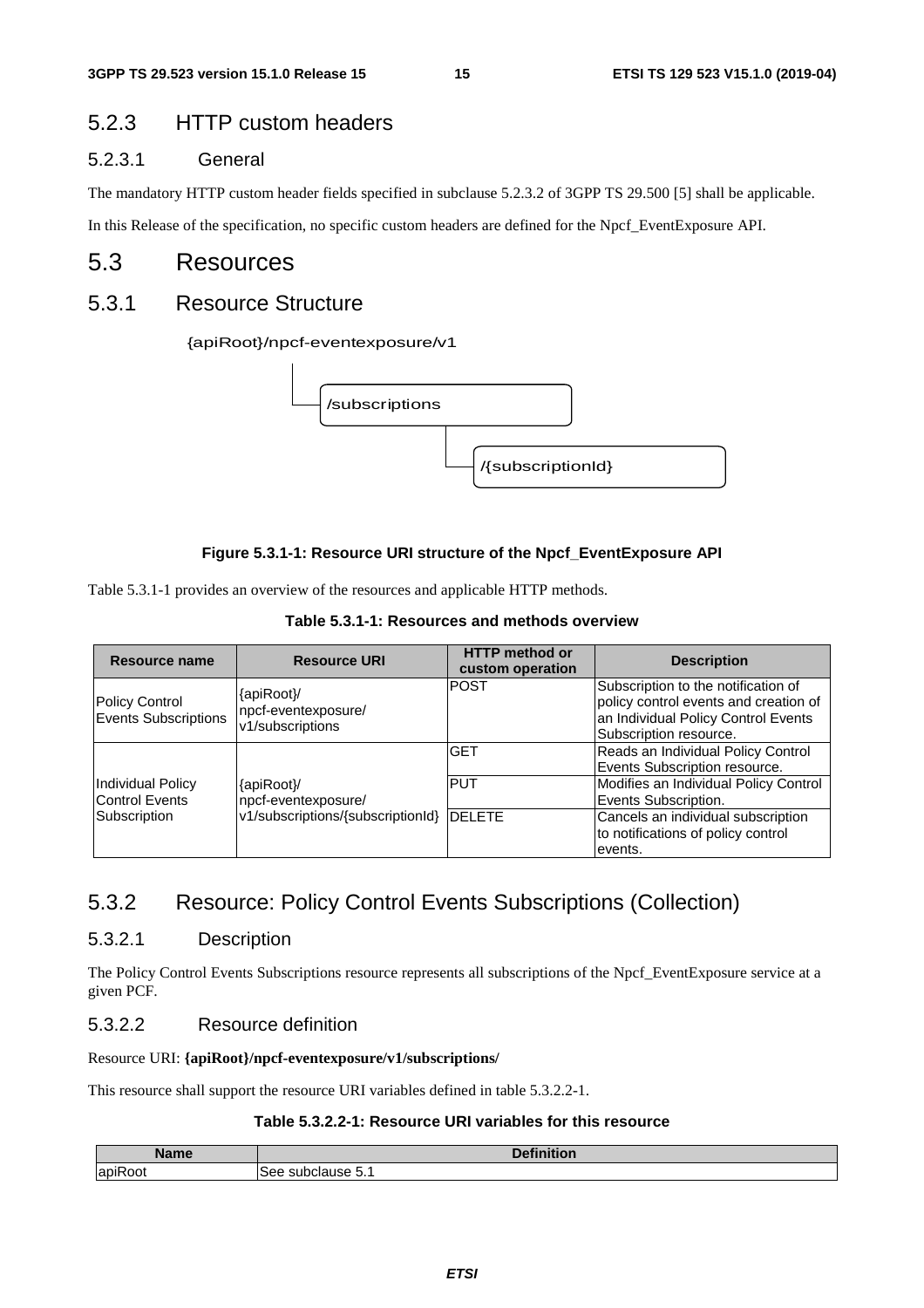### 5.2.3 HTTP custom headers

#### 5.2.3.1 General

The mandatory HTTP custom header fields specified in subclause 5.2.3.2 of 3GPP TS 29.500 [5] shall be applicable.

In this Release of the specification, no specific custom headers are defined for the Npcf_EventExposure API.

## 5.3 Resources

### 5.3.1 Resource Structure

{apiRoot}/npcf-eventexposure/v1

/subscriptions

/{subscriptionId}

**Figure 5.3.1-1: Resource URI structure of the Npcf_EventExposure API**

Table 5.3.1-1 provides an overview of the resources and applicable HTTP methods.

**Table 5.3.1-1: Resources and methods overview**

| Resource name | Resource URI | HTTP method or custom operation | Description |
| --- | --- | --- | --- |
| Policy Control Events Subscriptions | {apiRoot}/ npcf-eventexposure/ v1/subscriptions | POST | Subscription to the notification of policy control events and creation of an Individual Policy Control Events Subscription resource. |
| Individual Policy Control Events Subscription | {apiRoot}/ npcf-eventexposure/ v1/subscriptions/{subscriptionId} | GET | Reads an Individual Policy Control Events Subscription resource. |
| | | PUT | Modifies an Individual Policy Control Events Subscription. |
| | | DELETE | Cancels an individual subscription to notifications of policy control events. |

### 5.3.2 Resource: Policy Control Events Subscriptions (Collection)

#### 5.3.2.1 Description

The Policy Control Events Subscriptions resource represents all subscriptions of the Npcf_EventExposure service at a given PCF.

#### 5.3.2.2 Resource definition

Resource URI: **{apiRoot}/npcf-eventexposure/v1/subscriptions/**

This resource shall support the resource URI variables defined in table 5.3.2.2-1.

**Table 5.3.2.2-1: Resource URI variables for this resource**

| Name | Definition |
| --- | --- |
| apiRoot | See subclause 5.1 |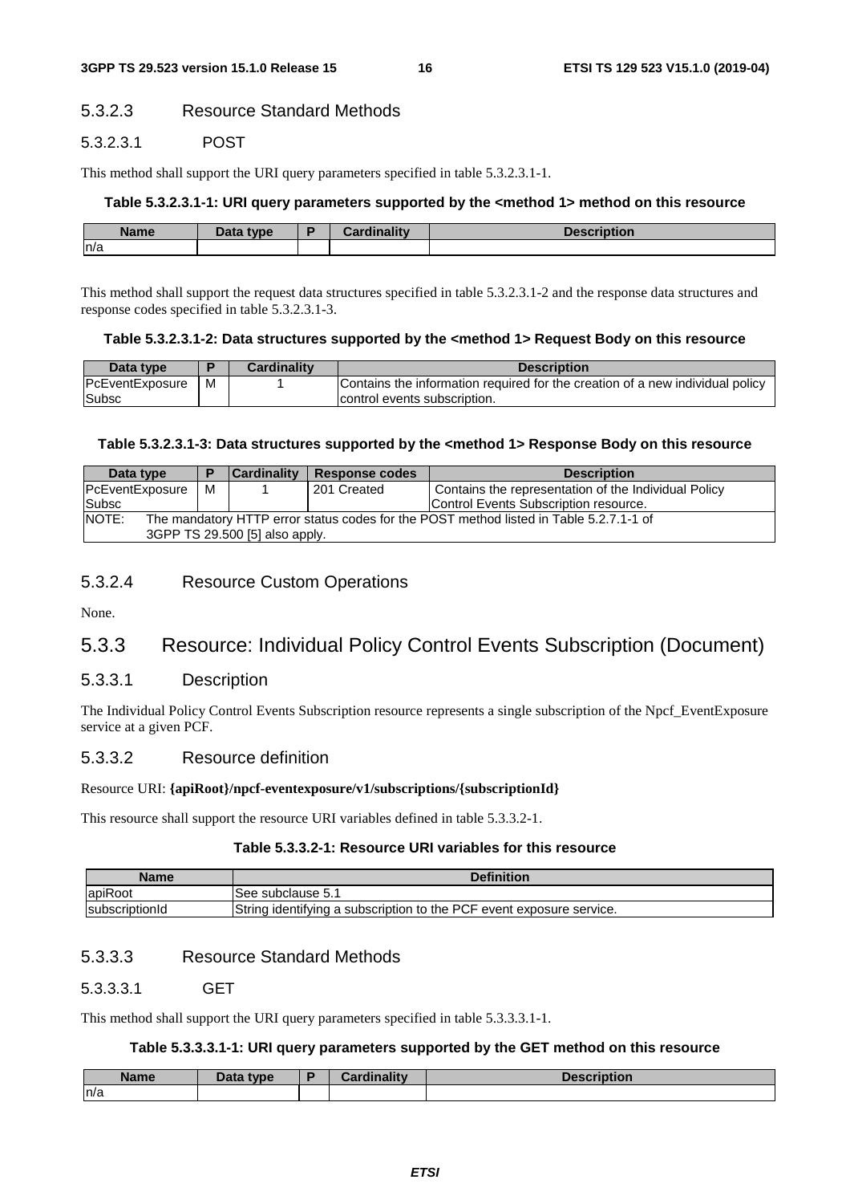#### 5.3.2.3 Resource Standard Methods

##### 5.3.2.3.1 POST

This method shall support the URI query parameters specified in table 5.3.2.3.1-1.

**Table 5.3.2.3.1-1: URI query parameters supported by the <method 1> method on this resource**

| Name | Data type | P | Cardinality | Description |
|---|---|---|---|---|
| n/a | | | | |

This method shall support the request data structures specified in table 5.3.2.3.1-2 and the response data structures and response codes specified in table 5.3.2.3.1-3.

**Table 5.3.2.3.1-2: Data structures supported by the <method 1> Request Body on this resource**

| Data type | P | Cardinality | Description |
|---|---|---|---|
| PcEventExposureSubsc | M | 1 | Contains the information required for the creation of a new individual policy control events subscription. |

**Table 5.3.2.3.1-3: Data structures supported by the <method 1> Response Body on this resource**

| Data type | P | Cardinality | Response codes | Description |
|---|---|---|---|---|
| PcEventExposureSubsc | M | 1 | 201 Created | Contains the representation of the Individual Policy Control Events Subscription resource. |
| NOTE: The mandatory HTTP error status codes for the POST method listed in Table 5.2.7.1-1 of 3GPP TS 29.500 [5] also apply. | | | | |

#### 5.3.2.4 Resource Custom Operations

None.

### 5.3.3 Resource: Individual Policy Control Events Subscription (Document)

#### 5.3.3.1 Description

The Individual Policy Control Events Subscription resource represents a single subscription of the Npcf_EventExposure service at a given PCF.

#### 5.3.3.2 Resource definition

Resource URI: **{apiRoot}/npcf-eventexposure/v1/subscriptions/{subscriptionId}**

This resource shall support the resource URI variables defined in table 5.3.3.2-1.

**Table 5.3.3.2-1: Resource URI variables for this resource**

| Name | Definition |
|---|---|
| apiRoot | See subclause 5.1 |
| subscriptionId | String identifying a subscription to the PCF event exposure service. |

#### 5.3.3.3 Resource Standard Methods

##### 5.3.3.3.1 GET

This method shall support the URI query parameters specified in table 5.3.3.3.1-1.

**Table 5.3.3.3.1-1: URI query parameters supported by the GET method on this resource**

| Name | Data type | P | Cardinality | Description |
|---|---|---|---|---|
| n/a | | | | |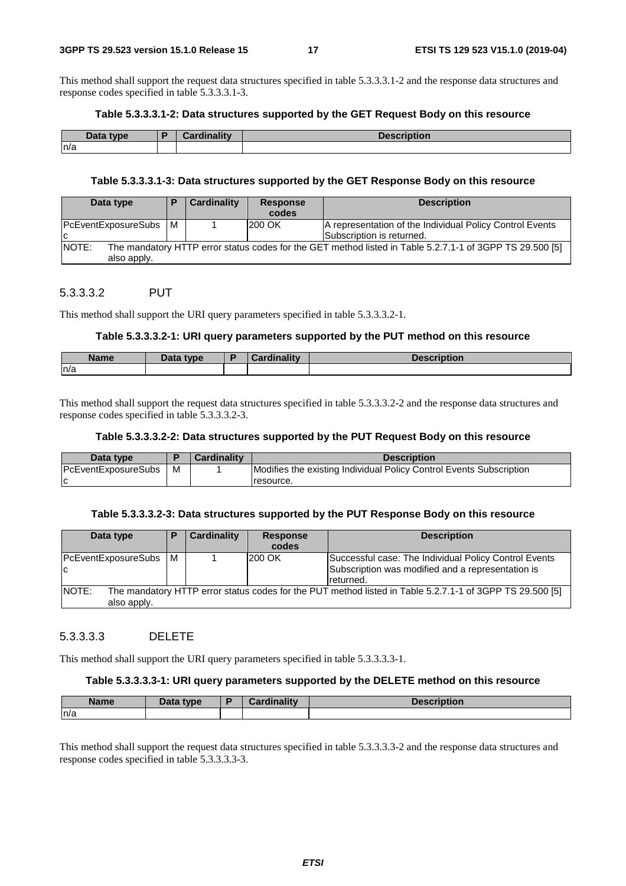This method shall support the request data structures specified in table 5.3.3.3.1-2 and the response data structures and response codes specified in table 5.3.3.3.1-3.

**Table 5.3.3.3.1-2: Data structures supported by the GET Request Body on this resource**

| Data type | P | Cardinality | Description |
| --- | --- | --- | --- |
| n/a | | | |

**Table 5.3.3.3.1-3: Data structures supported by the GET Response Body on this resource**

| Data type | P | Cardinality | Response codes | Description |
| --- | --- | --- | --- | --- |
| PcEventExposureSubsc | M | 1 | 200 OK | A representation of the Individual Policy Control Events Subscription is returned. |
| NOTE: The mandatory HTTP error status codes for the GET method listed in Table 5.2.7.1-1 of 3GPP TS 29.500 [5] also apply. | | | | |

#### 5.3.3.3.2 PUT

This method shall support the URI query parameters specified in table 5.3.3.3.2-1.

**Table 5.3.3.3.2-1: URI query parameters supported by the PUT method on this resource**

| Name | Data type | P | Cardinality | Description |
| --- | --- | --- | --- | --- |
| n/a | | | | |

This method shall support the request data structures specified in table 5.3.3.3.2-2 and the response data structures and response codes specified in table 5.3.3.3.2-3.

**Table 5.3.3.3.2-2: Data structures supported by the PUT Request Body on this resource**

| Data type | P | Cardinality | Description |
| --- | --- | --- | --- |
| PcEventExposureSubsc | M | 1 | Modifies the existing Individual Policy Control Events Subscription resource. |

**Table 5.3.3.3.2-3: Data structures supported by the PUT Response Body on this resource**

| Data type | P | Cardinality | Response codes | Description |
| --- | --- | --- | --- | --- |
| PcEventExposureSubsc | M | 1 | 200 OK | Successful case: The Individual Policy Control Events Subscription was modified and a representation is returned. |
| NOTE: The mandatory HTTP error status codes for the PUT method listed in Table 5.2.7.1-1 of 3GPP TS 29.500 [5] also apply. | | | | |

#### 5.3.3.3.3 DELETE

This method shall support the URI query parameters specified in table 5.3.3.3.3-1.

**Table 5.3.3.3.3-1: URI query parameters supported by the DELETE method on this resource**

| Name | Data type | P | Cardinality | Description |
| --- | --- | --- | --- | --- |
| n/a | | | | |

This method shall support the request data structures specified in table 5.3.3.3.3-2 and the response data structures and response codes specified in table 5.3.3.3.3-3.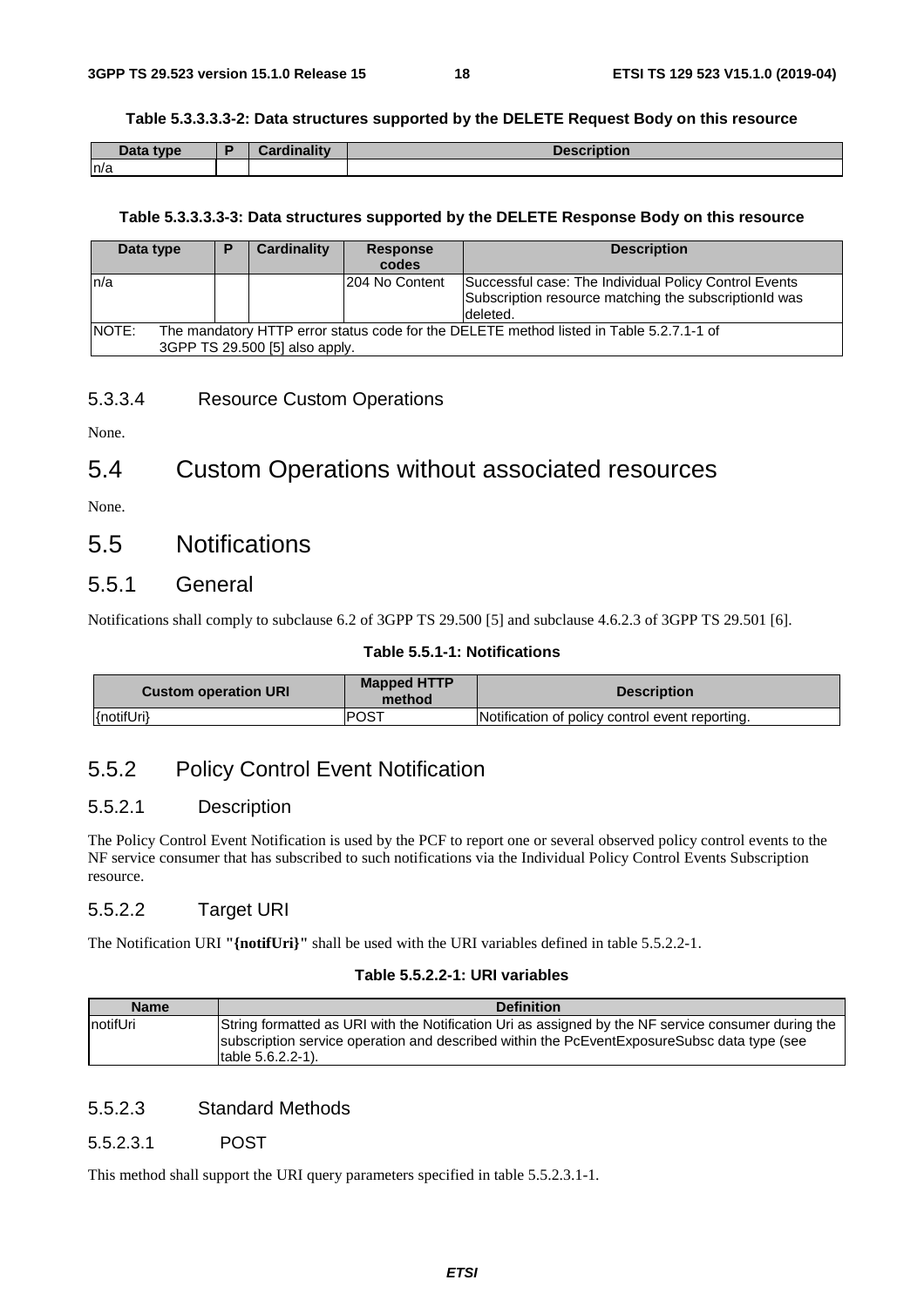**Table 5.3.3.3.3-2: Data structures supported by the DELETE Request Body on this resource**

| Data type | P | Cardinality | Description |
|---|---|---|---|
| n/a | | | |

**Table 5.3.3.3.3-3: Data structures supported by the DELETE Response Body on this resource**

| Data type | P | Cardinality | Response codes | Description |
|---|---|---|---|---|
| n/a | | | 204 No Content | Successful case: The Individual Policy Control Events Subscription resource matching the subscriptionId was deleted. |
| NOTE: The mandatory HTTP error status code for the DELETE method listed in Table 5.2.7.1-1 of 3GPP TS 29.500 [5] also apply. | | | | |

#### 5.3.3.4 Resource Custom Operations

None.

## 5.4 Custom Operations without associated resources

None.

## 5.5 Notifications

### 5.5.1 General

Notifications shall comply to subclause 6.2 of 3GPP TS 29.500 [5] and subclause 4.6.2.3 of 3GPP TS 29.501 [6].

**Table 5.5.1-1: Notifications**

| Custom operation URI | Mapped HTTP method | Description |
|---|---|---|
| {notifUri} | POST | Notification of policy control event reporting. |

### 5.5.2 Policy Control Event Notification

#### 5.5.2.1 Description

The Policy Control Event Notification is used by the PCF to report one or several observed policy control events to the NF service consumer that has subscribed to such notifications via the Individual Policy Control Events Subscription resource.

#### 5.5.2.2 Target URI

The Notification URI **"{notifUri}"** shall be used with the URI variables defined in table 5.5.2.2-1.

**Table 5.5.2.2-1: URI variables**

| Name | Definition |
|---|---|
| notifUri | String formatted as URI with the Notification Uri as assigned by the NF service consumer during the subscription service operation and described within the PcEventExposureSubsc data type (see table 5.6.2.2-1). |

#### 5.5.2.3 Standard Methods

##### 5.5.2.3.1 POST

This method shall support the URI query parameters specified in table 5.5.2.3.1-1.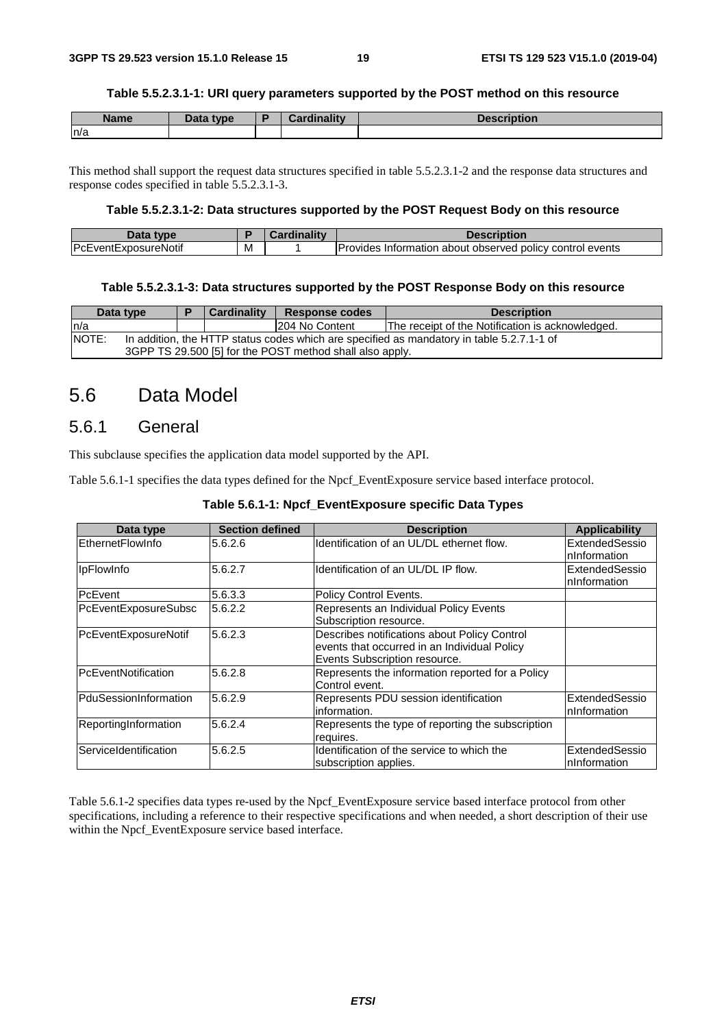**Table 5.5.2.3.1-1: URI query parameters supported by the POST method on this resource**

| Name | Data type | P | Cardinality | Description |
|---|---|---|---|---|
| n/a | | | | |

This method shall support the request data structures specified in table 5.5.2.3.1-2 and the response data structures and response codes specified in table 5.5.2.3.1-3.

**Table 5.5.2.3.1-2: Data structures supported by the POST Request Body on this resource**

| Data type | P | Cardinality | Description |
|---|---|---|---|
| PcEventExposureNotif | M | 1 | Provides Information about observed policy control events |

**Table 5.5.2.3.1-3: Data structures supported by the POST Response Body on this resource**

| Data type | P | Cardinality | Response codes | Description |
|---|---|---|---|---|
| n/a | | | 204 No Content | The receipt of the Notification is acknowledged. |
| NOTE: In addition, the HTTP status codes which are specified as mandatory in table 5.2.7.1-1 of 3GPP TS 29.500 [5] for the POST method shall also apply. | | | | |

## 5.6 Data Model

### 5.6.1 General

This subclause specifies the application data model supported by the API.

Table 5.6.1-1 specifies the data types defined for the Npcf_EventExposure service based interface protocol.

**Table 5.6.1-1: Npcf_EventExposure specific Data Types**

| Data type | Section defined | Description | Applicability |
|---|---|---|---|
| EthernetFlowInfo | 5.6.2.6 | Identification of an UL/DL ethernet flow. | ExtendedSessionInformation |
| IpFlowInfo | 5.6.2.7 | Identification of an UL/DL IP flow. | ExtendedSessionInformation |
| PcEvent | 5.6.3.3 | Policy Control Events. | |
| PcEventExposureSubsc | 5.6.2.2 | Represents an Individual Policy Events Subscription resource. | |
| PcEventExposureNotif | 5.6.2.3 | Describes notifications about Policy Control events that occurred in an Individual Policy Events Subscription resource. | |
| PcEventNotification | 5.6.2.8 | Represents the information reported for a Policy Control event. | |
| PduSessionInformation | 5.6.2.9 | Represents PDU session identification information. | ExtendedSessionInformation |
| ReportingInformation | 5.6.2.4 | Represents the type of reporting the subscription requires. | |
| ServiceIdentification | 5.6.2.5 | Identification of the service to which the subscription applies. | ExtendedSessionInformation |

Table 5.6.1-2 specifies data types re-used by the Npcf_EventExposure service based interface protocol from other specifications, including a reference to their respective specifications and when needed, a short description of their use within the Npcf_EventExposure service based interface.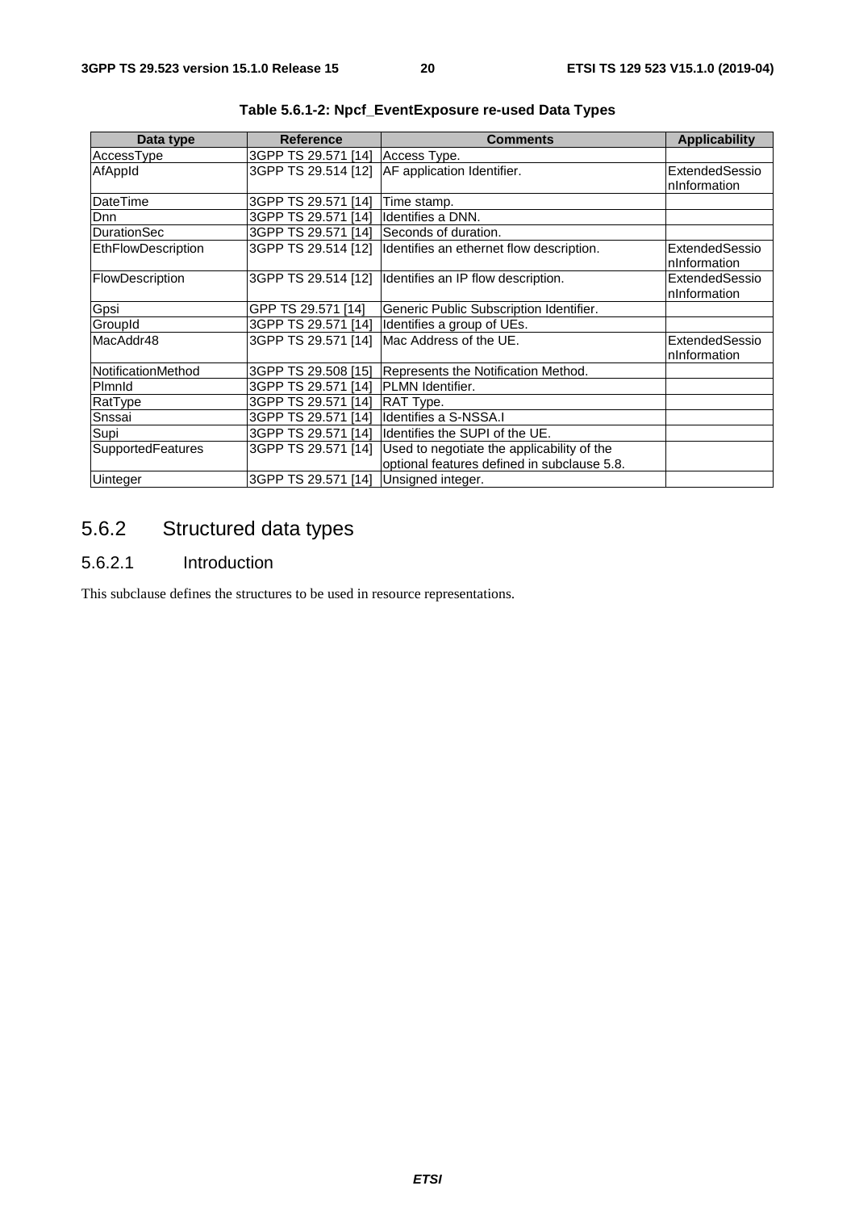**Table 5.6.1-2: Npcf_EventExposure re-used Data Types**

| Data type | Reference | Comments | Applicability |
|---|---|---|---|
| AccessType | 3GPP TS 29.571 [14] | Access Type. | |
| AfAppId | 3GPP TS 29.514 [12] | AF application Identifier. | ExtendedSessionInformation |
| DateTime | 3GPP TS 29.571 [14] | Time stamp. | |
| Dnn | 3GPP TS 29.571 [14] | Identifies a DNN. | |
| DurationSec | 3GPP TS 29.571 [14] | Seconds of duration. | |
| EthFlowDescription | 3GPP TS 29.514 [12] | Identifies an ethernet flow description. | ExtendedSessionInformation |
| FlowDescription | 3GPP TS 29.514 [12] | Identifies an IP flow description. | ExtendedSessionInformation |
| Gpsi | GPP TS 29.571 [14] | Generic Public Subscription Identifier. | |
| GroupId | 3GPP TS 29.571 [14] | Identifies a group of UEs. | |
| MacAddr48 | 3GPP TS 29.571 [14] | Mac Address of the UE. | ExtendedSessionInformation |
| NotificationMethod | 3GPP TS 29.508 [15] | Represents the Notification Method. | |
| PlmnId | 3GPP TS 29.571 [14] | PLMN Identifier. | |
| RatType | 3GPP TS 29.571 [14] | RAT Type. | |
| Snssai | 3GPP TS 29.571 [14] | Identifies a S-NSSA.I | |
| Supi | 3GPP TS 29.571 [14] | Identifies the SUPI of the UE. | |
| SupportedFeatures | 3GPP TS 29.571 [14] | Used to negotiate the applicability of the optional features defined in subclause 5.8. | |
| Uinteger | 3GPP TS 29.571 [14] | Unsigned integer. | |

## 5.6.2 Structured data types

### 5.6.2.1 Introduction

This subclause defines the structures to be used in resource representations.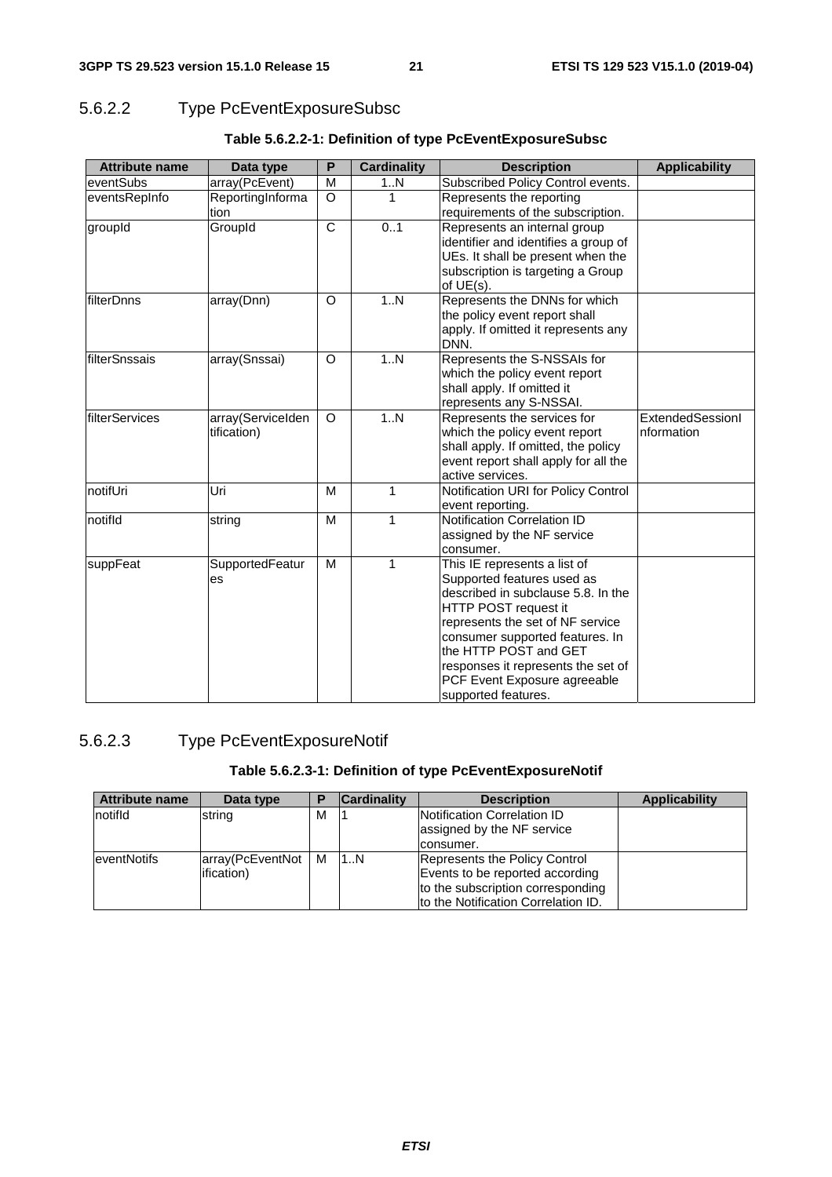### 5.6.2.2 Type PcEventExposureSubsc

**Table 5.6.2.2-1: Definition of type PcEventExposureSubsc**

| Attribute name | Data type | P | Cardinality | Description | Applicability |
|---|---|---|---|---|---|
| eventSubs | array(PcEvent) | M | 1..N | Subscribed Policy Control events. | |
| eventsRepInfo | ReportingInformation | O | 1 | Represents the reporting requirements of the subscription. | |
| groupId | GroupId | C | 0..1 | Represents an internal group identifier and identifies a group of UEs. It shall be present when the subscription is targeting a Group of UE(s). | |
| filterDnns | array(Dnn) | O | 1..N | Represents the DNNs for which the policy event report shall apply. If omitted it represents any DNN. | |
| filterSnssais | array(Snssai) | O | 1..N | Represents the S-NSSAIs for which the policy event report shall apply. If omitted it represents any S-NSSAI. | |
| filterServices | array(ServiceIdentification) | O | 1..N | Represents the services for which the policy event report shall apply. If omitted, the policy event report shall apply for all the active services. | ExtendedSessionInformation |
| notifUri | Uri | M | 1 | Notification URI for Policy Control event reporting. | |
| notifId | string | M | 1 | Notification Correlation ID assigned by the NF service consumer. | |
| suppFeat | SupportedFeatures | M | 1 | This IE represents a list of Supported features used as described in subclause 5.8. In the HTTP POST request it represents the set of NF service consumer supported features. In the HTTP POST and GET responses it represents the set of PCF Event Exposure agreeable supported features. | |

### 5.6.2.3 Type PcEventExposureNotif

**Table 5.6.2.3-1: Definition of type PcEventExposureNotif**

| Attribute name | Data type | P | Cardinality | Description | Applicability |
|---|---|---|---|---|---|
| notifId | string | M | 1 | Notification Correlation ID assigned by the NF service consumer. | |
| eventNotifs | array(PcEventNotification) | M | 1..N | Represents the Policy Control Events to be reported according to the subscription corresponding to the Notification Correlation ID. | |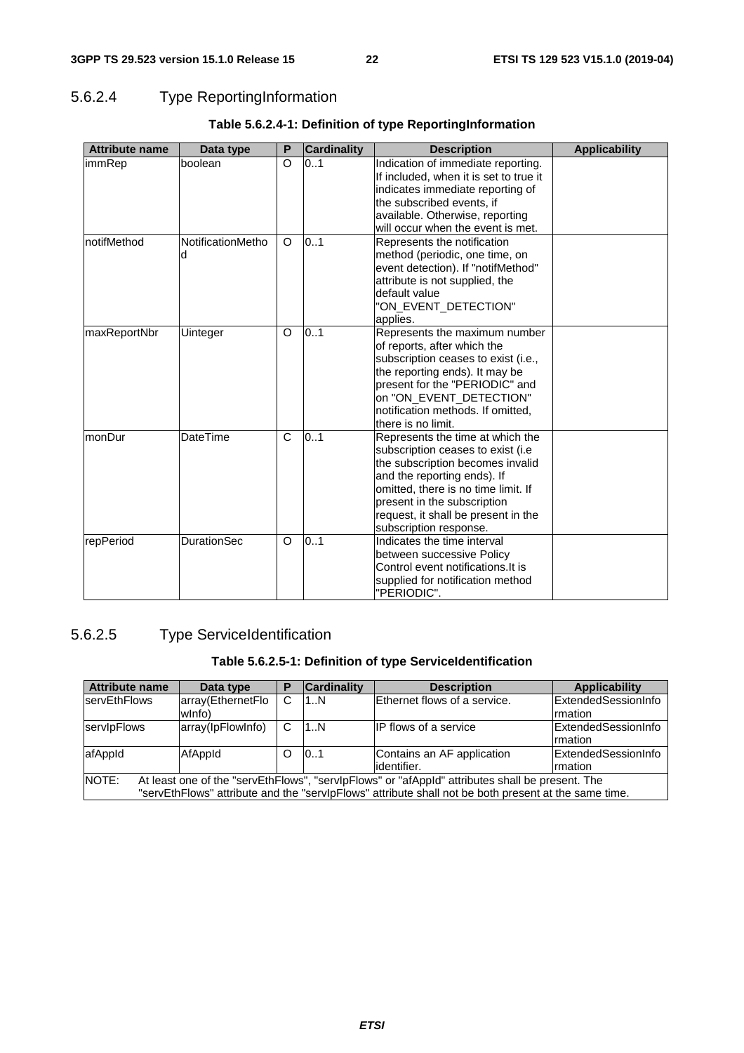#### 5.6.2.4 Type ReportingInformation

**Table 5.6.2.4-1: Definition of type ReportingInformation**

| Attribute name | Data type | P | Cardinality | Description | Applicability |
|---|---|---|---|---|---|
| immRep | boolean | O | 0..1 | Indication of immediate reporting. If included, when it is set to true it indicates immediate reporting of the subscribed events, if available. Otherwise, reporting will occur when the event is met. | |
| notifMethod | NotificationMethod | O | 0..1 | Represents the notification method (periodic, one time, on event detection). If "notifMethod" attribute is not supplied, the default value "ON_EVENT_DETECTION" applies. | |
| maxReportNbr | Uinteger | O | 0..1 | Represents the maximum number of reports, after which the subscription ceases to exist (i.e., the reporting ends). It may be present for the "PERIODIC" and on "ON_EVENT_DETECTION" notification methods. If omitted, there is no limit. | |
| monDur | DateTime | C | 0..1 | Represents the time at which the subscription ceases to exist (i.e the subscription becomes invalid and the reporting ends). If omitted, there is no time limit. If present in the subscription request, it shall be present in the subscription response. | |
| repPeriod | DurationSec | O | 0..1 | Indicates the time interval between successive Policy Control event notifications.It is supplied for notification method "PERIODIC". | |

#### 5.6.2.5 Type ServiceIdentification

**Table 5.6.2.5-1: Definition of type ServiceIdentification**

| Attribute name | Data type | P | Cardinality | Description | Applicability |
|---|---|---|---|---|---|
| servEthFlows | array(EthernetFlowInfo) | C | 1..N | Ethernet flows of a service. | ExtendedSessionInformation |
| servIpFlows | array(IpFlowInfo) | C | 1..N | IP flows of a service | ExtendedSessionInformation |
| afAppId | AfAppId | O | 0..1 | Contains an AF application identifier. | ExtendedSessionInformation |
| NOTE: At least one of the "servEthFlows", "servIpFlows" or "afAppId" attributes shall be present. The "servEthFlows" attribute and the "servIpFlows" attribute shall not be both present at the same time. | | | | | |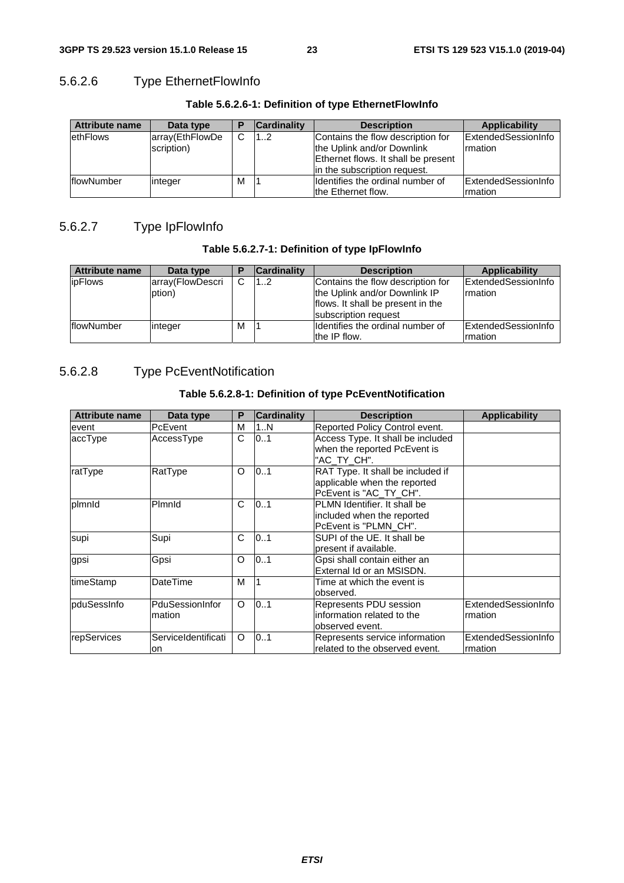#### 5.6.2.6 Type EthernetFlowInfo

**Table 5.6.2.6-1: Definition of type EthernetFlowInfo**

| Attribute name | Data type | P | Cardinality | Description | Applicability |
|---|---|---|---|---|---|
| ethFlows | array(EthFlowDescription) | C | 1..2 | Contains the flow description for the Uplink and/or Downlink Ethernet flows. It shall be present in the subscription request. | ExtendedSessionInformation |
| flowNumber | integer | M | 1 | Identifies the ordinal number of the Ethernet flow. | ExtendedSessionInformation |

#### 5.6.2.7 Type IpFlowInfo

**Table 5.6.2.7-1: Definition of type IpFlowInfo**

| Attribute name | Data type | P | Cardinality | Description | Applicability |
|---|---|---|---|---|---|
| ipFlows | array(FlowDescription) | C | 1..2 | Contains the flow description for the Uplink and/or Downlink IP flows. It shall be present in the subscription request | ExtendedSessionInformation |
| flowNumber | integer | M | 1 | Identifies the ordinal number of the IP flow. | ExtendedSessionInformation |

#### 5.6.2.8 Type PcEventNotification

**Table 5.6.2.8-1: Definition of type PcEventNotification**

| Attribute name | Data type | P | Cardinality | Description | Applicability |
|---|---|---|---|---|---|
| event | PcEvent | M | 1..N | Reported Policy Control event. | |
| accType | AccessType | C | 0..1 | Access Type. It shall be included when the reported PcEvent is "AC_TY_CH". | |
| ratType | RatType | O | 0..1 | RAT Type. It shall be included if applicable when the reported PcEvent is "AC_TY_CH". | |
| plmnId | PlmnId | C | 0..1 | PLMN Identifier. It shall be included when the reported PcEvent is "PLMN_CH". | |
| supi | Supi | C | 0..1 | SUPI of the UE. It shall be present if available. | |
| gpsi | Gpsi | O | 0..1 | Gpsi shall contain either an External Id or an MSISDN. | |
| timeStamp | DateTime | M | 1 | Time at which the event is observed. | |
| pduSessInfo | PduSessionInformation | O | 0..1 | Represents PDU session information related to the observed event. | ExtendedSessionInformation |
| repServices | ServiceIdentification | O | 0..1 | Represents service information related to the observed event. | ExtendedSessionInformation |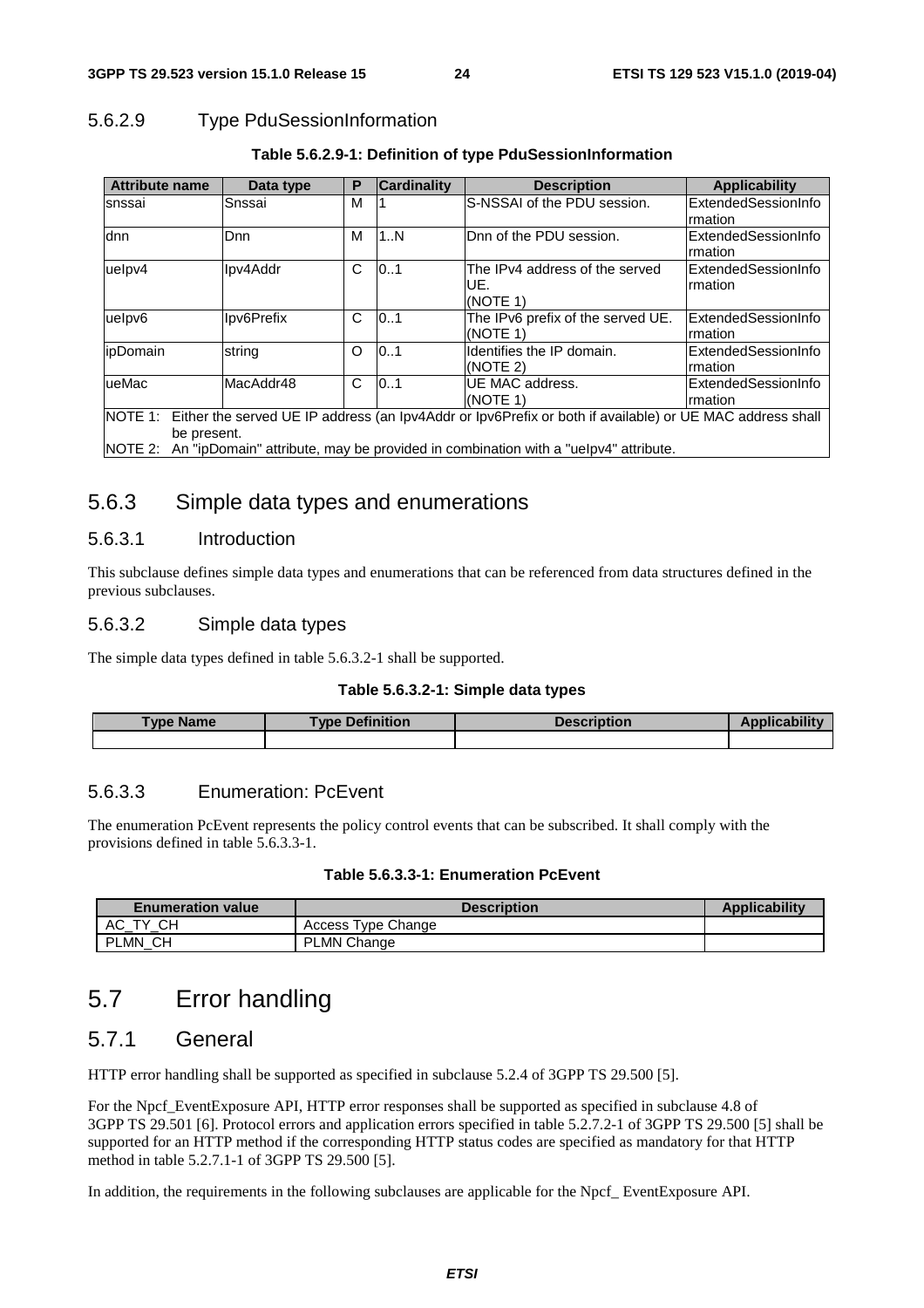#### 5.6.2.9 Type PduSessionInformation

**Table 5.6.2.9-1: Definition of type PduSessionInformation**

| Attribute name | Data type | P | Cardinality | Description | Applicability |
|---|---|---|---|---|---|
| snssai | Snssai | M | 1 | S-NSSAI of the PDU session. | ExtendedSessionInformation |
| dnn | Dnn | M | 1..N | Dnn of the PDU session. | ExtendedSessionInformation |
| ueIpv4 | Ipv4Addr | C | 0..1 | The IPv4 address of the served UE. (NOTE 1) | ExtendedSessionInformation |
| ueIpv6 | Ipv6Prefix | C | 0..1 | The IPv6 prefix of the served UE. (NOTE 1) | ExtendedSessionInformation |
| ipDomain | string | O | 0..1 | Identifies the IP domain. (NOTE 2) | ExtendedSessionInformation |
| ueMac | MacAddr48 | C | 0..1 | UE MAC address. (NOTE 1) | ExtendedSessionInformation |
| NOTE 1: Either the served UE IP address (an Ipv4Addr or Ipv6Prefix or both if available) or UE MAC address shall be present. NOTE 2: An "ipDomain" attribute, may be provided in combination with a "ueIpv4" attribute. | | | | | |

### 5.6.3 Simple data types and enumerations

#### 5.6.3.1 Introduction

This subclause defines simple data types and enumerations that can be referenced from data structures defined in the previous subclauses.

#### 5.6.3.2 Simple data types

The simple data types defined in table 5.6.3.2-1 shall be supported.

**Table 5.6.3.2-1: Simple data types**

| Type Name | Type Definition | Description | Applicability |
|---|---|---|---|
| | | | |

#### 5.6.3.3 Enumeration: PcEvent

The enumeration PcEvent represents the policy control events that can be subscribed. It shall comply with the provisions defined in table 5.6.3.3-1.

**Table 5.6.3.3-1: Enumeration PcEvent**

| Enumeration value | Description | Applicability |
|---|---|---|
| AC_TY_CH | Access Type Change | |
| PLMN_CH | PLMN Change | |

## 5.7 Error handling

### 5.7.1 General

HTTP error handling shall be supported as specified in subclause 5.2.4 of 3GPP TS 29.500 [5].

For the Npcf_EventExposure API, HTTP error responses shall be supported as specified in subclause 4.8 of 3GPP TS 29.501 [6]. Protocol errors and application errors specified in table 5.2.7.2-1 of 3GPP TS 29.500 [5] shall be supported for an HTTP method if the corresponding HTTP status codes are specified as mandatory for that HTTP method in table 5.2.7.1-1 of 3GPP TS 29.500 [5].

In addition, the requirements in the following subclauses are applicable for the Npcf_ EventExposure API.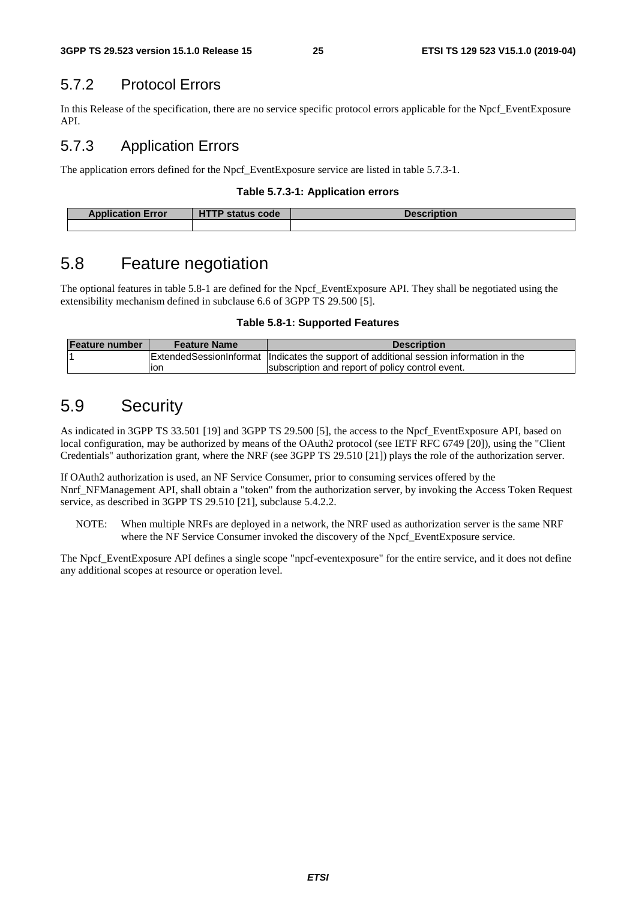### 5.7.2 Protocol Errors

In this Release of the specification, there are no service specific protocol errors applicable for the Npcf_EventExposure API.

### 5.7.3 Application Errors

The application errors defined for the Npcf_EventExposure service are listed in table 5.7.3-1.

**Table 5.7.3-1: Application errors**

| Application Error | HTTP status code | Description |
| --- | --- | --- |
| | | |

## 5.8 Feature negotiation

The optional features in table 5.8-1 are defined for the Npcf_EventExposure API. They shall be negotiated using the extensibility mechanism defined in subclause 6.6 of 3GPP TS 29.500 [5].

**Table 5.8-1: Supported Features**

| Feature number | Feature Name | Description |
| --- | --- | --- |
| 1 | ExtendedSessionInformation | Indicates the support of additional session information in the subscription and report of policy control event. |

## 5.9 Security

As indicated in 3GPP TS 33.501 [19] and 3GPP TS 29.500 [5], the access to the Npcf_EventExposure API, based on local configuration, may be authorized by means of the OAuth2 protocol (see IETF RFC 6749 [20]), using the "Client Credentials" authorization grant, where the NRF (see 3GPP TS 29.510 [21]) plays the role of the authorization server.

If OAuth2 authorization is used, an NF Service Consumer, prior to consuming services offered by the Nnrf_NFManagement API, shall obtain a "token" from the authorization server, by invoking the Access Token Request service, as described in 3GPP TS 29.510 [21], subclause 5.4.2.2.

NOTE: When multiple NRFs are deployed in a network, the NRF used as authorization server is the same NRF where the NF Service Consumer invoked the discovery of the Npcf_EventExposure service.

The Npcf_EventExposure API defines a single scope "npcf-eventexposure" for the entire service, and it does not define any additional scopes at resource or operation level.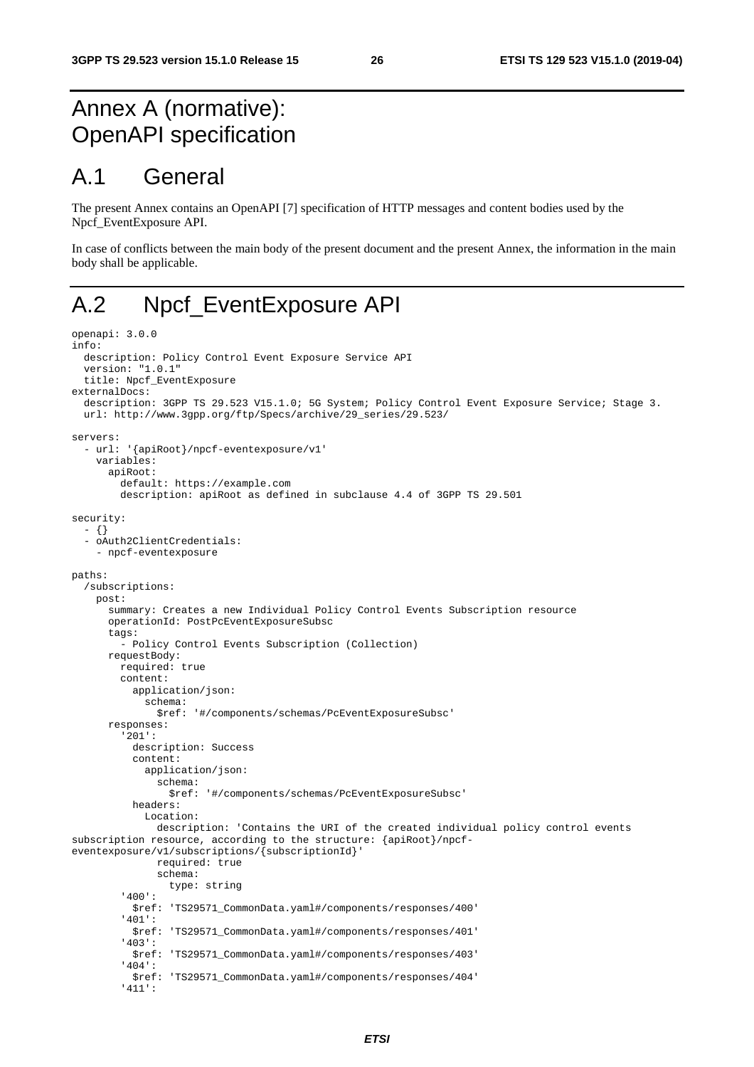# Annex A (normative): OpenAPI specification

## A.1 General

The present Annex contains an OpenAPI [7] specification of HTTP messages and content bodies used by the Npcf_EventExposure API.

In case of conflicts between the main body of the present document and the present Annex, the information in the main body shall be applicable.

## A.2 Npcf_EventExposure API

```
openapi: 3.0.0
info:
  description: Policy Control Event Exposure Service API
  version: "1.0.1"
  title: Npcf_EventExposure
externalDocs:
  description: 3GPP TS 29.523 V15.1.0; 5G System; Policy Control Event Exposure Service; Stage 3.
  url: http://www.3gpp.org/ftp/Specs/archive/29_series/29.523/

servers:
  - url: '{apiRoot}/npcf-eventexposure/v1'
    variables:
      apiRoot:
        default: https://example.com
        description: apiRoot as defined in subclause 4.4 of 3GPP TS 29.501

security:
  - {}
  - oAuth2ClientCredentials:
    - npcf-eventexposure

paths:
  /subscriptions:
    post:
      summary: Creates a new Individual Policy Control Events Subscription resource
      operationId: PostPcEventExposureSubsc
      tags:
        - Policy Control Events Subscription (Collection)
      requestBody:
        required: true
        content:
          application/json:
            schema:
              $ref: '#/components/schemas/PcEventExposureSubsc'
      responses:
        '201':
          description: Success
          content:
            application/json:
              schema:
                $ref: '#/components/schemas/PcEventExposureSubsc'
          headers:
            Location:
              description: 'Contains the URI of the created individual policy control events
subscription resource, according to the structure: {apiRoot}/npcf-
eventexposure/v1/subscriptions/{subscriptionId}'
              required: true
              schema:
                type: string
        '400':
          $ref: 'TS29571_CommonData.yaml#/components/responses/400'
        '401':
          $ref: 'TS29571_CommonData.yaml#/components/responses/401'
        '403':
          $ref: 'TS29571_CommonData.yaml#/components/responses/403'
        '404':
          $ref: 'TS29571_CommonData.yaml#/components/responses/404'
        '411':
```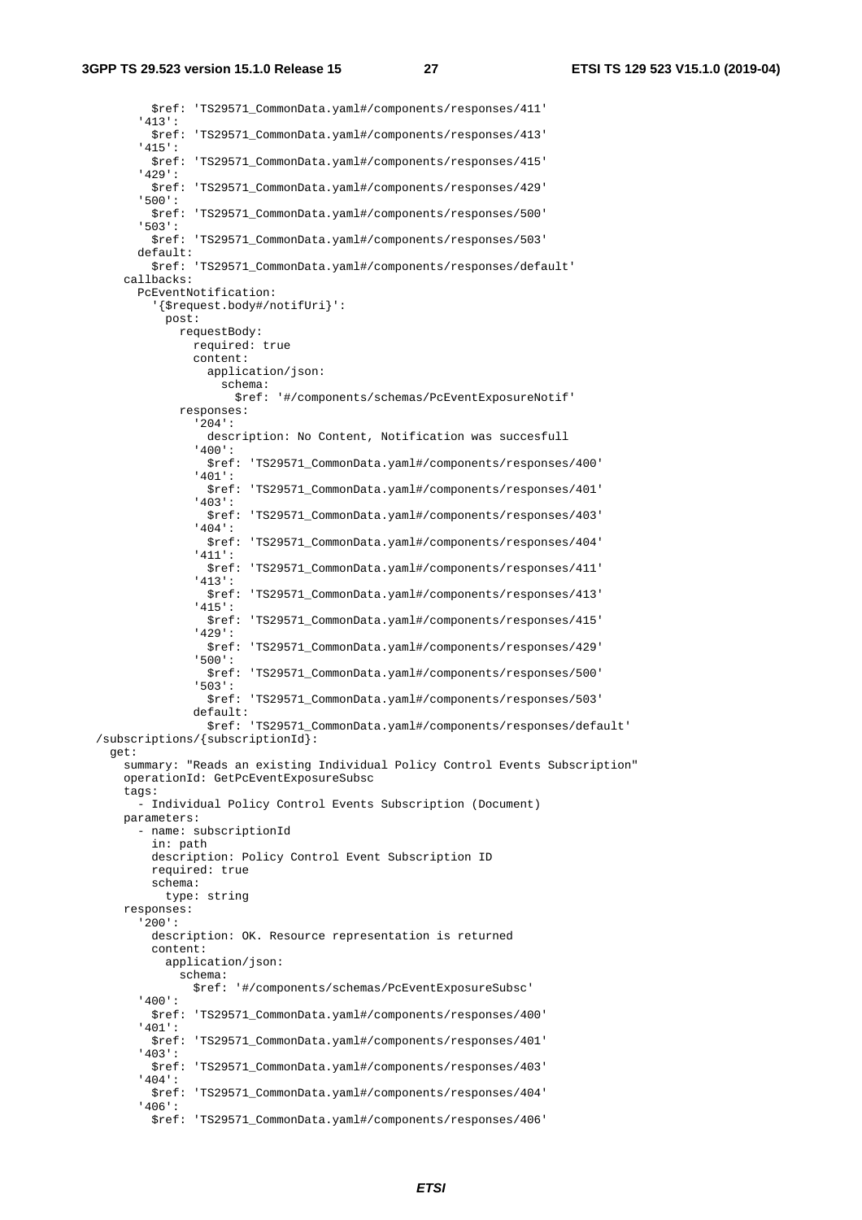```
          $ref: 'TS29571_CommonData.yaml#/components/responses/411'
        '413':
          $ref: 'TS29571_CommonData.yaml#/components/responses/413'
        '415':
          $ref: 'TS29571_CommonData.yaml#/components/responses/415'
        '429':
          $ref: 'TS29571_CommonData.yaml#/components/responses/429'
        '500':
          $ref: 'TS29571_CommonData.yaml#/components/responses/500'
        '503':
          $ref: 'TS29571_CommonData.yaml#/components/responses/503'
        default:
          $ref: 'TS29571_CommonData.yaml#/components/responses/default'
      callbacks:
        PcEventNotification:
          '{$request.body#/notifUri}':
            post:
              requestBody:
                required: true
                content:
                  application/json:
                    schema:
                      $ref: '#/components/schemas/PcEventExposureNotif'
              responses:
                '204':
                  description: No Content, Notification was succesfull
                '400':
                  $ref: 'TS29571_CommonData.yaml#/components/responses/400'
                '401':
                  $ref: 'TS29571_CommonData.yaml#/components/responses/401'
                '403':
                  $ref: 'TS29571_CommonData.yaml#/components/responses/403'
                '404':
                  $ref: 'TS29571_CommonData.yaml#/components/responses/404'
                '411':
                  $ref: 'TS29571_CommonData.yaml#/components/responses/411'
                '413':
                  $ref: 'TS29571_CommonData.yaml#/components/responses/413'
                '415':
                  $ref: 'TS29571_CommonData.yaml#/components/responses/415'
                '429':
                  $ref: 'TS29571_CommonData.yaml#/components/responses/429'
                '500':
                  $ref: 'TS29571_CommonData.yaml#/components/responses/500'
                '503':
                  $ref: 'TS29571_CommonData.yaml#/components/responses/503'
                default:
                  $ref: 'TS29571_CommonData.yaml#/components/responses/default'
  /subscriptions/{subscriptionId}:
    get:
      summary: "Reads an existing Individual Policy Control Events Subscription"
      operationId: GetPcEventExposureSubsc
      tags:
        - Individual Policy Control Events Subscription (Document)
      parameters:
        - name: subscriptionId
          in: path
          description: Policy Control Event Subscription ID
          required: true
          schema:
            type: string
      responses:
        '200':
          description: OK. Resource representation is returned
          content:
            application/json:
              schema:
                $ref: '#/components/schemas/PcEventExposureSubsc'
        '400':
          $ref: 'TS29571_CommonData.yaml#/components/responses/400'
        '401':
          $ref: 'TS29571_CommonData.yaml#/components/responses/401'
        '403':
          $ref: 'TS29571_CommonData.yaml#/components/responses/403'
        '404':
          $ref: 'TS29571_CommonData.yaml#/components/responses/404'
        '406':
          $ref: 'TS29571_CommonData.yaml#/components/responses/406'
```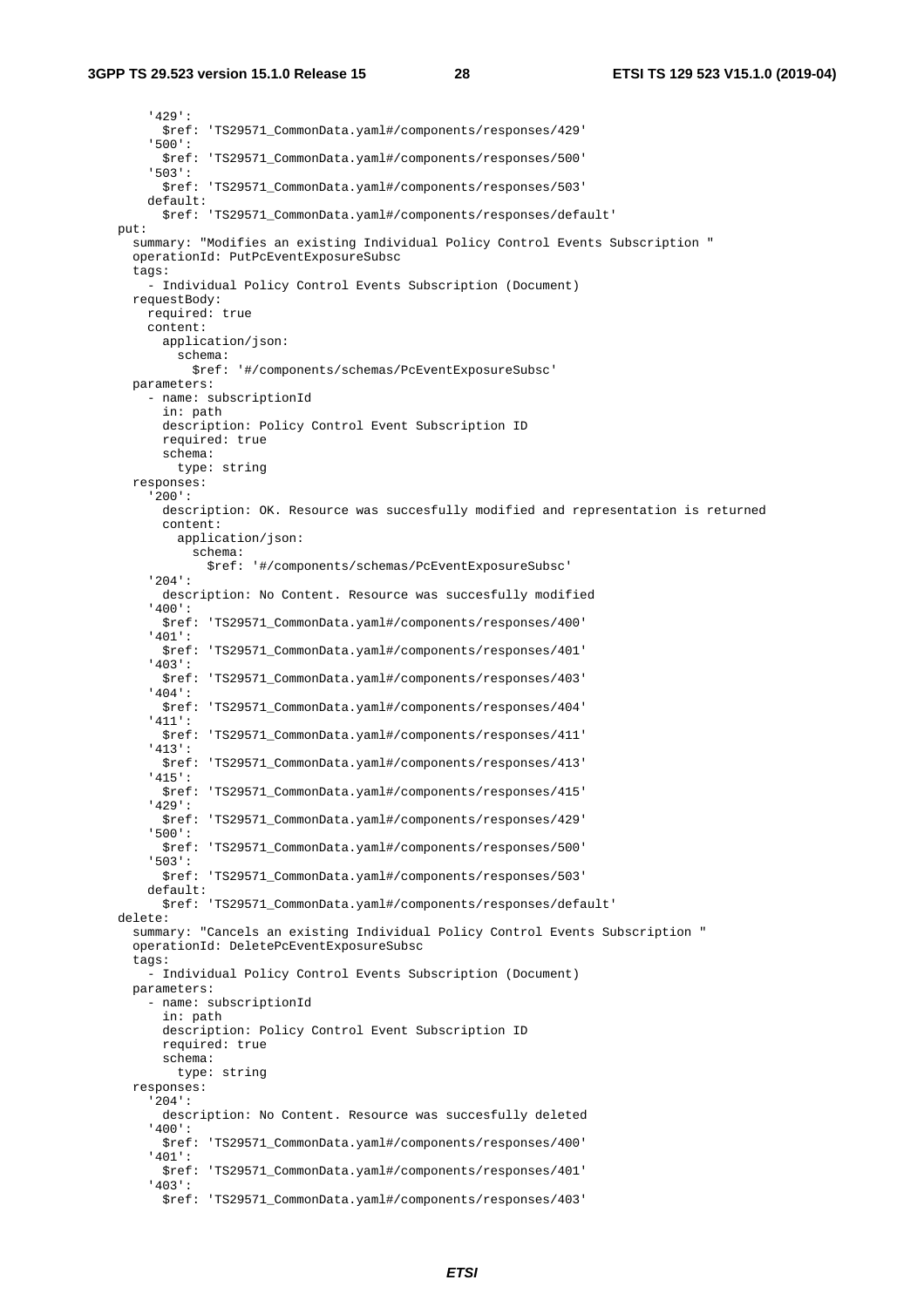```
        '429':
          $ref: 'TS29571_CommonData.yaml#/components/responses/429'
        '500':
          $ref: 'TS29571_CommonData.yaml#/components/responses/500'
        '503':
          $ref: 'TS29571_CommonData.yaml#/components/responses/503'
        default:
          $ref: 'TS29571_CommonData.yaml#/components/responses/default'
    put:
      summary: "Modifies an existing Individual Policy Control Events Subscription "
      operationId: PutPcEventExposureSubsc
      tags:
        - Individual Policy Control Events Subscription (Document)
      requestBody:
        required: true
        content:
          application/json:
            schema:
              $ref: '#/components/schemas/PcEventExposureSubsc'
      parameters:
        - name: subscriptionId
          in: path
          description: Policy Control Event Subscription ID
          required: true
          schema:
            type: string
      responses:
        '200':
          description: OK. Resource was succesfully modified and representation is returned
          content:
            application/json:
              schema:
                $ref: '#/components/schemas/PcEventExposureSubsc'
        '204':
          description: No Content. Resource was succesfully modified
        '400':
          $ref: 'TS29571_CommonData.yaml#/components/responses/400'
        '401':
          $ref: 'TS29571_CommonData.yaml#/components/responses/401'
        '403':
          $ref: 'TS29571_CommonData.yaml#/components/responses/403'
        '404':
          $ref: 'TS29571_CommonData.yaml#/components/responses/404'
        '411':
          $ref: 'TS29571_CommonData.yaml#/components/responses/411'
        '413':
          $ref: 'TS29571_CommonData.yaml#/components/responses/413'
        '415':
          $ref: 'TS29571_CommonData.yaml#/components/responses/415'
        '429':
          $ref: 'TS29571_CommonData.yaml#/components/responses/429'
        '500':
          $ref: 'TS29571_CommonData.yaml#/components/responses/500'
        '503':
          $ref: 'TS29571_CommonData.yaml#/components/responses/503'
        default:
          $ref: 'TS29571_CommonData.yaml#/components/responses/default'
    delete:
      summary: "Cancels an existing Individual Policy Control Events Subscription "
      operationId: DeletePcEventExposureSubsc
      tags:
        - Individual Policy Control Events Subscription (Document)
      parameters:
        - name: subscriptionId
          in: path
          description: Policy Control Event Subscription ID
          required: true
          schema:
            type: string
      responses:
        '204':
          description: No Content. Resource was succesfully deleted
        '400':
          $ref: 'TS29571_CommonData.yaml#/components/responses/400'
        '401':
          $ref: 'TS29571_CommonData.yaml#/components/responses/401'
        '403':
          $ref: 'TS29571_CommonData.yaml#/components/responses/403'
```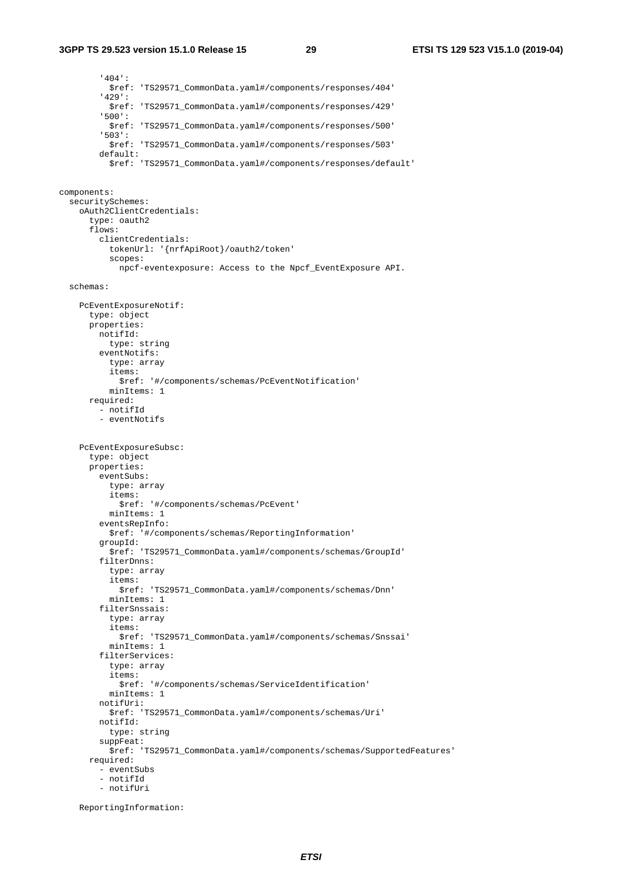```
        '404':
          $ref: 'TS29571_CommonData.yaml#/components/responses/404'
        '429':
          $ref: 'TS29571_CommonData.yaml#/components/responses/429'
        '500':
          $ref: 'TS29571_CommonData.yaml#/components/responses/500'
        '503':
          $ref: 'TS29571_CommonData.yaml#/components/responses/503'
        default:
          $ref: 'TS29571_CommonData.yaml#/components/responses/default'


components:
  securitySchemes:
    oAuth2ClientCredentials:
      type: oauth2
      flows:
        clientCredentials:
          tokenUrl: '{nrfApiRoot}/oauth2/token'
          scopes:
            npcf-eventexposure: Access to the Npcf_EventExposure API.

  schemas:

    PcEventExposureNotif:
      type: object
      properties:
        notifId:
          type: string
        eventNotifs:
          type: array
          items:
            $ref: '#/components/schemas/PcEventNotification'
          minItems: 1
      required:
        - notifId
        - eventNotifs


    PcEventExposureSubsc:
      type: object
      properties:
        eventSubs:
          type: array
          items:
            $ref: '#/components/schemas/PcEvent'
          minItems: 1
        eventsRepInfo:
          $ref: '#/components/schemas/ReportingInformation'
        groupId:
          $ref: 'TS29571_CommonData.yaml#/components/schemas/GroupId'
        filterDnns:
          type: array
          items:
            $ref: 'TS29571_CommonData.yaml#/components/schemas/Dnn'
          minItems: 1
        filterSnssais:
          type: array
          items:
            $ref: 'TS29571_CommonData.yaml#/components/schemas/Snssai'
          minItems: 1
        filterServices:
          type: array
          items:
            $ref: '#/components/schemas/ServiceIdentification'
          minItems: 1
        notifUri:
          $ref: 'TS29571_CommonData.yaml#/components/schemas/Uri'
        notifId:
          type: string
        suppFeat:
          $ref: 'TS29571_CommonData.yaml#/components/schemas/SupportedFeatures'
      required:
        - eventSubs
        - notifId
        - notifUri

    ReportingInformation:
```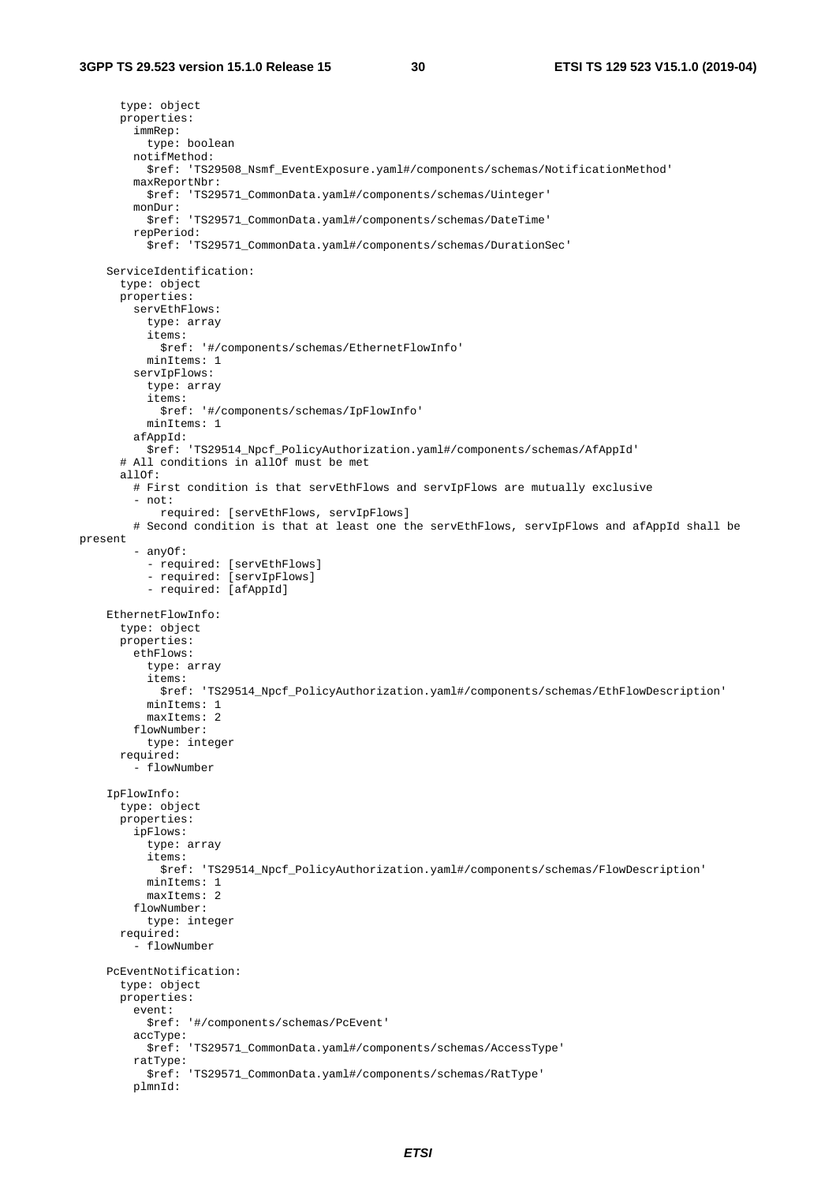```
      type: object
      properties:
        immRep:
          type: boolean
        notifMethod:
          $ref: 'TS29508_Nsmf_EventExposure.yaml#/components/schemas/NotificationMethod'
        maxReportNbr:
          $ref: 'TS29571_CommonData.yaml#/components/schemas/Uinteger'
        monDur:
          $ref: 'TS29571_CommonData.yaml#/components/schemas/DateTime'
        repPeriod:
          $ref: 'TS29571_CommonData.yaml#/components/schemas/DurationSec'

    ServiceIdentification:
      type: object
      properties:
        servEthFlows:
          type: array
          items:
            $ref: '#/components/schemas/EthernetFlowInfo'
          minItems: 1
        servIpFlows:
          type: array
          items:
            $ref: '#/components/schemas/IpFlowInfo'
          minItems: 1
        afAppId:
          $ref: 'TS29514_Npcf_PolicyAuthorization.yaml#/components/schemas/AfAppId'
      # All conditions in allOf must be met
      allOf:
        # First condition is that servEthFlows and servIpFlows are mutually exclusive
        - not:
            required: [servEthFlows, servIpFlows]
        # Second condition is that at least one the servEthFlows, servIpFlows and afAppId shall be
present
        - anyOf:
          - required: [servEthFlows]
          - required: [servIpFlows]
          - required: [afAppId]

    EthernetFlowInfo:
      type: object
      properties:
        ethFlows:
          type: array
          items:
            $ref: 'TS29514_Npcf_PolicyAuthorization.yaml#/components/schemas/EthFlowDescription'
          minItems: 1
          maxItems: 2
        flowNumber:
          type: integer
      required:
        - flowNumber

    IpFlowInfo:
      type: object
      properties:
        ipFlows:
          type: array
          items:
            $ref: 'TS29514_Npcf_PolicyAuthorization.yaml#/components/schemas/FlowDescription'
          minItems: 1
          maxItems: 2
        flowNumber:
          type: integer
      required:
        - flowNumber

    PcEventNotification:
      type: object
      properties:
        event:
          $ref: '#/components/schemas/PcEvent'
        accType:
          $ref: 'TS29571_CommonData.yaml#/components/schemas/AccessType'
        ratType:
          $ref: 'TS29571_CommonData.yaml#/components/schemas/RatType'
        plmnId:
```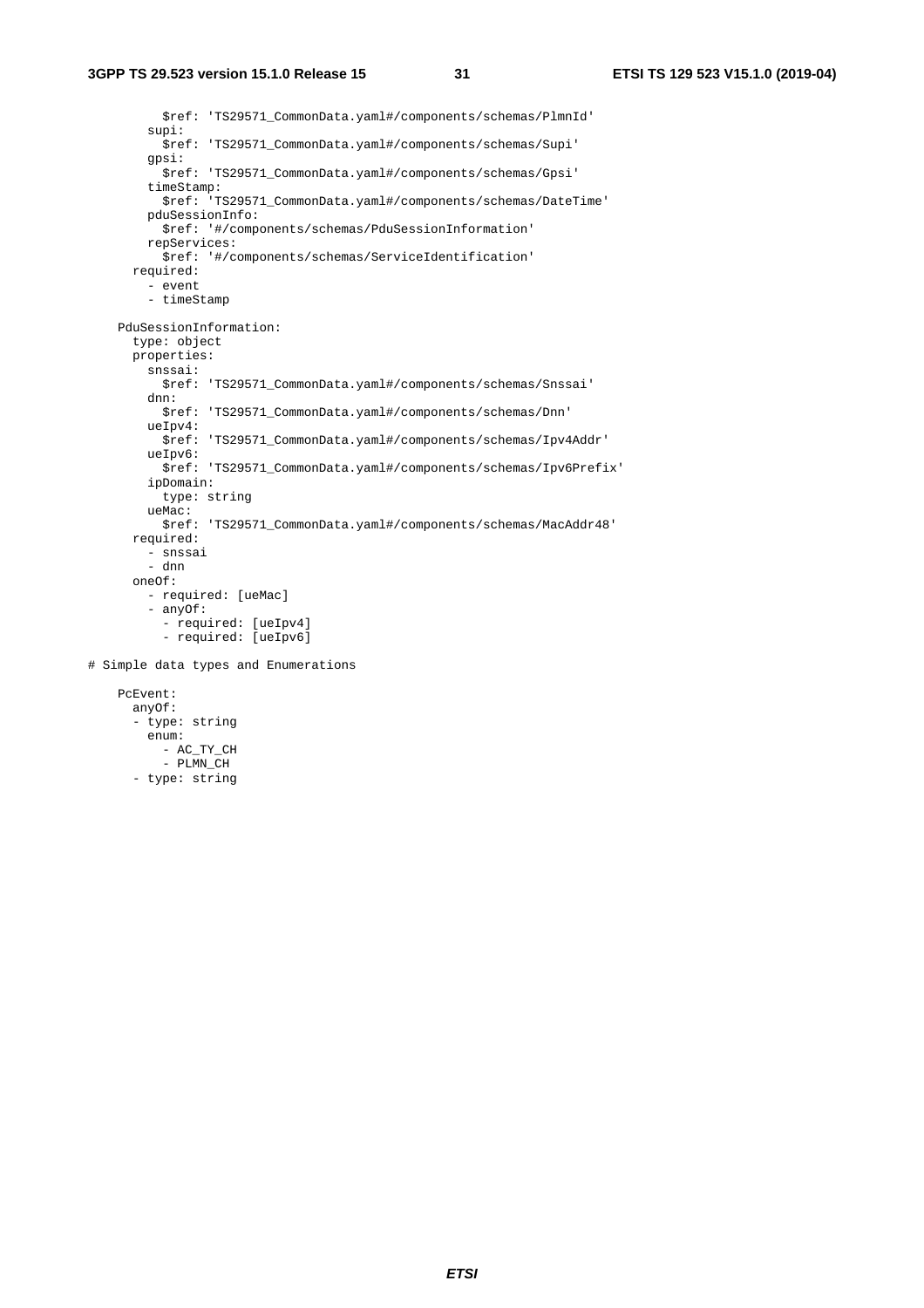```
          $ref: 'TS29571_CommonData.yaml#/components/schemas/PlmnId'
        supi:
          $ref: 'TS29571_CommonData.yaml#/components/schemas/Supi'
        gpsi:
          $ref: 'TS29571_CommonData.yaml#/components/schemas/Gpsi'
        timeStamp:
          $ref: 'TS29571_CommonData.yaml#/components/schemas/DateTime'
        pduSessionInfo:
          $ref: '#/components/schemas/PduSessionInformation'
        repServices:
          $ref: '#/components/schemas/ServiceIdentification'
      required:
        - event
        - timeStamp

    PduSessionInformation:
      type: object
      properties:
        snssai:
          $ref: 'TS29571_CommonData.yaml#/components/schemas/Snssai'
        dnn:
          $ref: 'TS29571_CommonData.yaml#/components/schemas/Dnn'
        ueIpv4:
          $ref: 'TS29571_CommonData.yaml#/components/schemas/Ipv4Addr'
        ueIpv6:
          $ref: 'TS29571_CommonData.yaml#/components/schemas/Ipv6Prefix'
        ipDomain:
          type: string
        ueMac:
          $ref: 'TS29571_CommonData.yaml#/components/schemas/MacAddr48'
      required:
        - snssai
        - dnn
      oneOf:
        - required: [ueMac]
        - anyOf:
          - required: [ueIpv4]
          - required: [ueIpv6]

# Simple data types and Enumerations

    PcEvent:
      anyOf:
      - type: string
        enum:
          - AC_TY_CH
          - PLMN_CH
      - type: string
```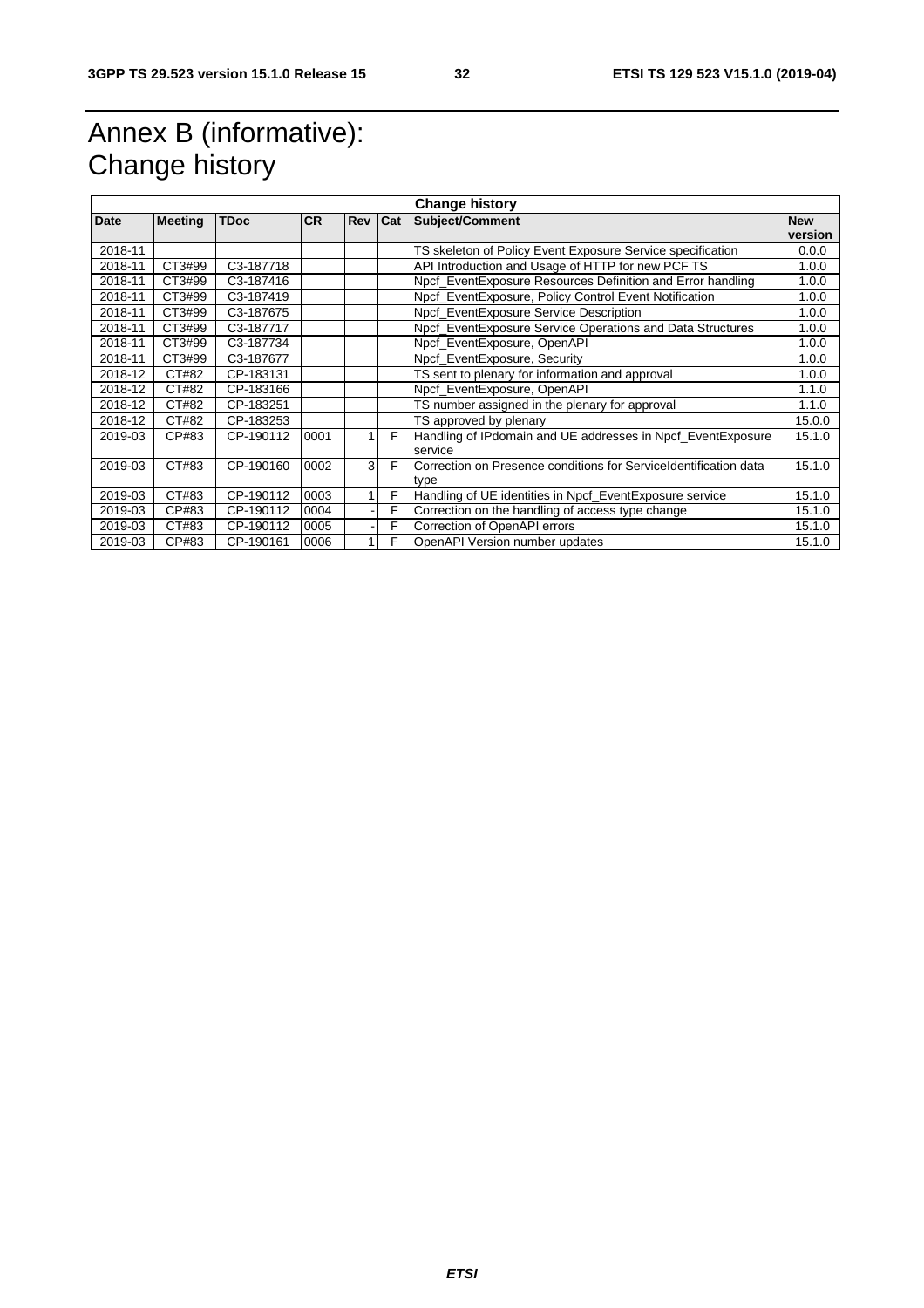# Annex B (informative): Change history

| Change history | | | | | | | |
|---|---|---|---|---|---|---|---|
| **Date** | **Meeting** | **TDoc** | **CR** | **Rev** | **Cat** | **Subject/Comment** | **New version** |
| 2018-11 | | | | | | TS skeleton of Policy Event Exposure Service specification | 0.0.0 |
| 2018-11 | CT3#99 | C3-187718 | | | | API Introduction and Usage of HTTP for new PCF TS | 1.0.0 |
| 2018-11 | CT3#99 | C3-187416 | | | | Npcf_EventExposure Resources Definition and Error handling | 1.0.0 |
| 2018-11 | CT3#99 | C3-187419 | | | | Npcf_EventExposure, Policy Control Event Notification | 1.0.0 |
| 2018-11 | CT3#99 | C3-187675 | | | | Npcf_EventExposure Service Description | 1.0.0 |
| 2018-11 | CT3#99 | C3-187717 | | | | Npcf_EventExposure Service Operations and Data Structures | 1.0.0 |
| 2018-11 | CT3#99 | C3-187734 | | | | Npcf_EventExposure, OpenAPI | 1.0.0 |
| 2018-11 | CT3#99 | C3-187677 | | | | Npcf_EventExposure, Security | 1.0.0 |
| 2018-12 | CT#82 | CP-183131 | | | | TS sent to plenary for information and approval | 1.0.0 |
| 2018-12 | CT#82 | CP-183166 | | | | Npcf_EventExposure, OpenAPI | 1.1.0 |
| 2018-12 | CT#82 | CP-183251 | | | | TS number assigned in the plenary for approval | 1.1.0 |
| 2018-12 | CT#82 | CP-183253 | | | | TS approved by plenary | 15.0.0 |
| 2019-03 | CP#83 | CP-190112 | 0001 | 1 | F | Handling of IPdomain and UE addresses in Npcf_EventExposure service | 15.1.0 |
| 2019-03 | CT#83 | CP-190160 | 0002 | 3 | F | Correction on Presence conditions for ServiceIdentification data type | 15.1.0 |
| 2019-03 | CT#83 | CP-190112 | 0003 | 1 | F | Handling of UE identities in Npcf_EventExposure service | 15.1.0 |
| 2019-03 | CP#83 | CP-190112 | 0004 | - | F | Correction on the handling of access type change | 15.1.0 |
| 2019-03 | CT#83 | CP-190112 | 0005 | - | F | Correction of OpenAPI errors | 15.1.0 |
| 2019-03 | CP#83 | CP-190161 | 0006 | 1 | F | OpenAPI Version number updates | 15.1.0 |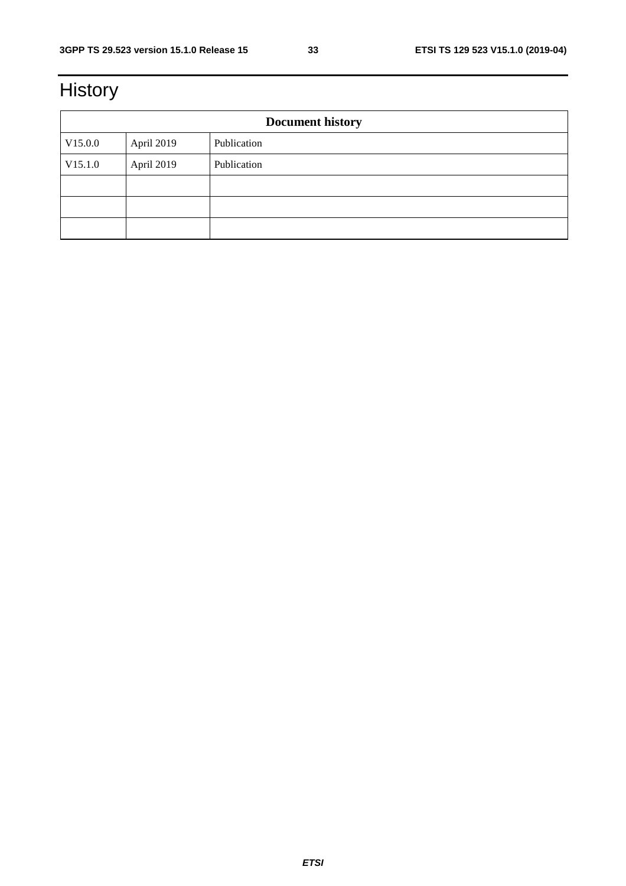# History

| Document history | | |
|---|---|---|
| V15.0.0 | April 2019 | Publication |
| V15.1.0 | April 2019 | Publication |
| | | |
| | | |
| | | |